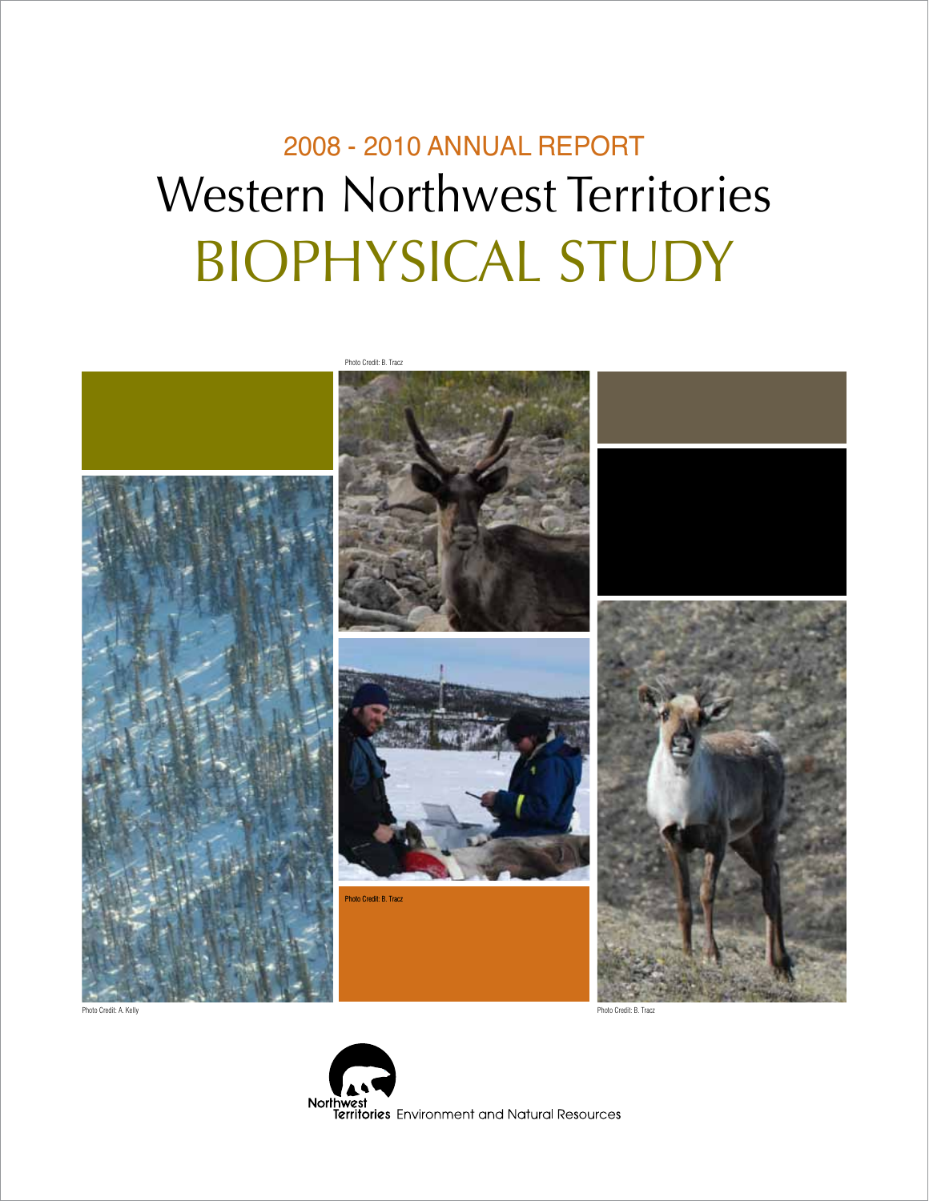2008 - 2010 ANNUAL REPORT

# Western Northwest Territories BIOPHYSICAL STUDY

Photo Credit: B. Tracz

Photo Credit: B. Tracz

Photo Credit: A. Kelly

Photo Credit: B. Tracz

Northwest Territories Environment and Natural Resources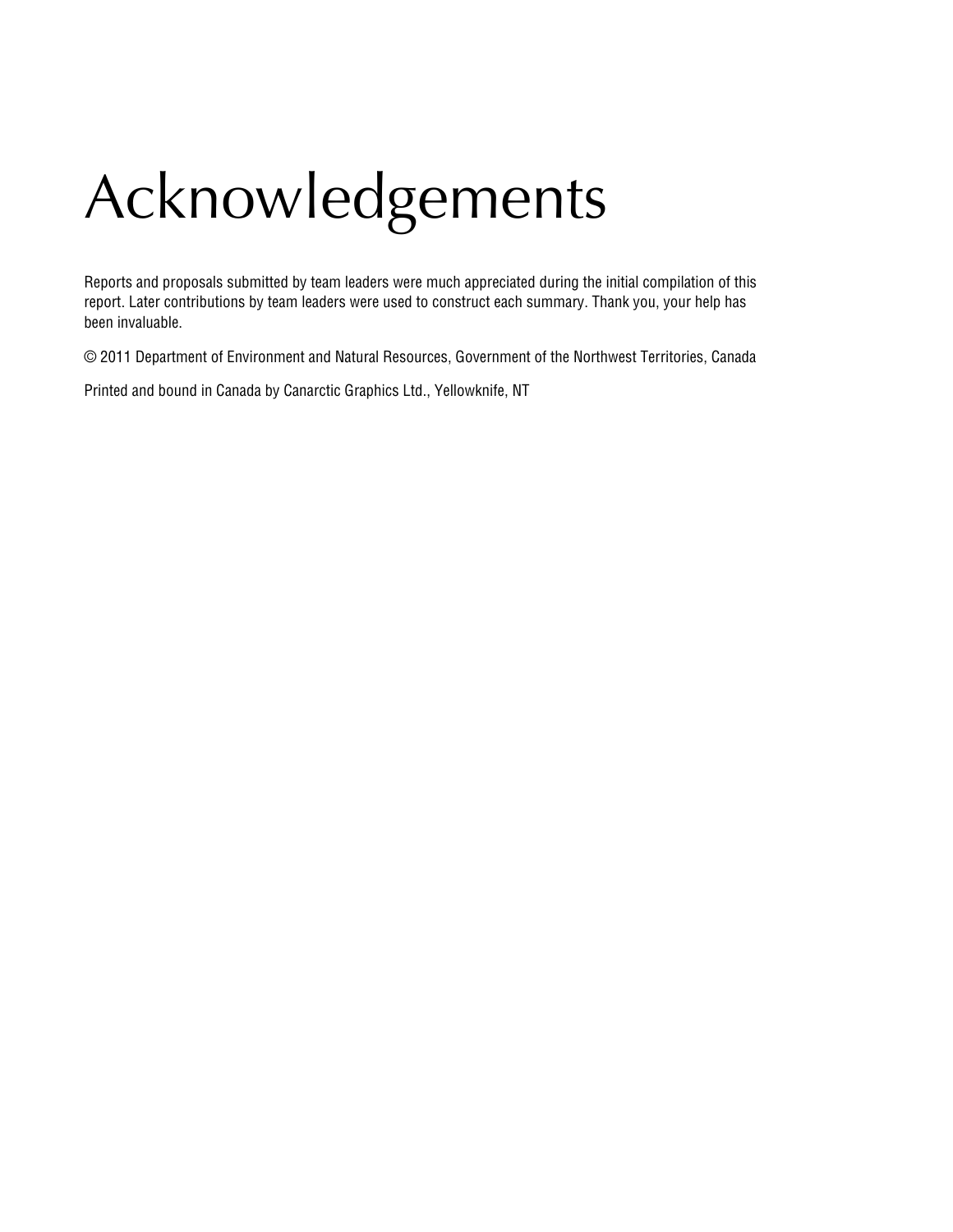# Acknowledgements

Reports and proposals submitted by team leaders were much appreciated during the initial compilation of this report. Later contributions by team leaders were used to construct each summary. Thank you, your help has been invaluable.

© 2011 Department of Environment and Natural Resources, Government of the Northwest Territories, Canada

Printed and bound in Canada by Canarctic Graphics Ltd., Yellowknife, NT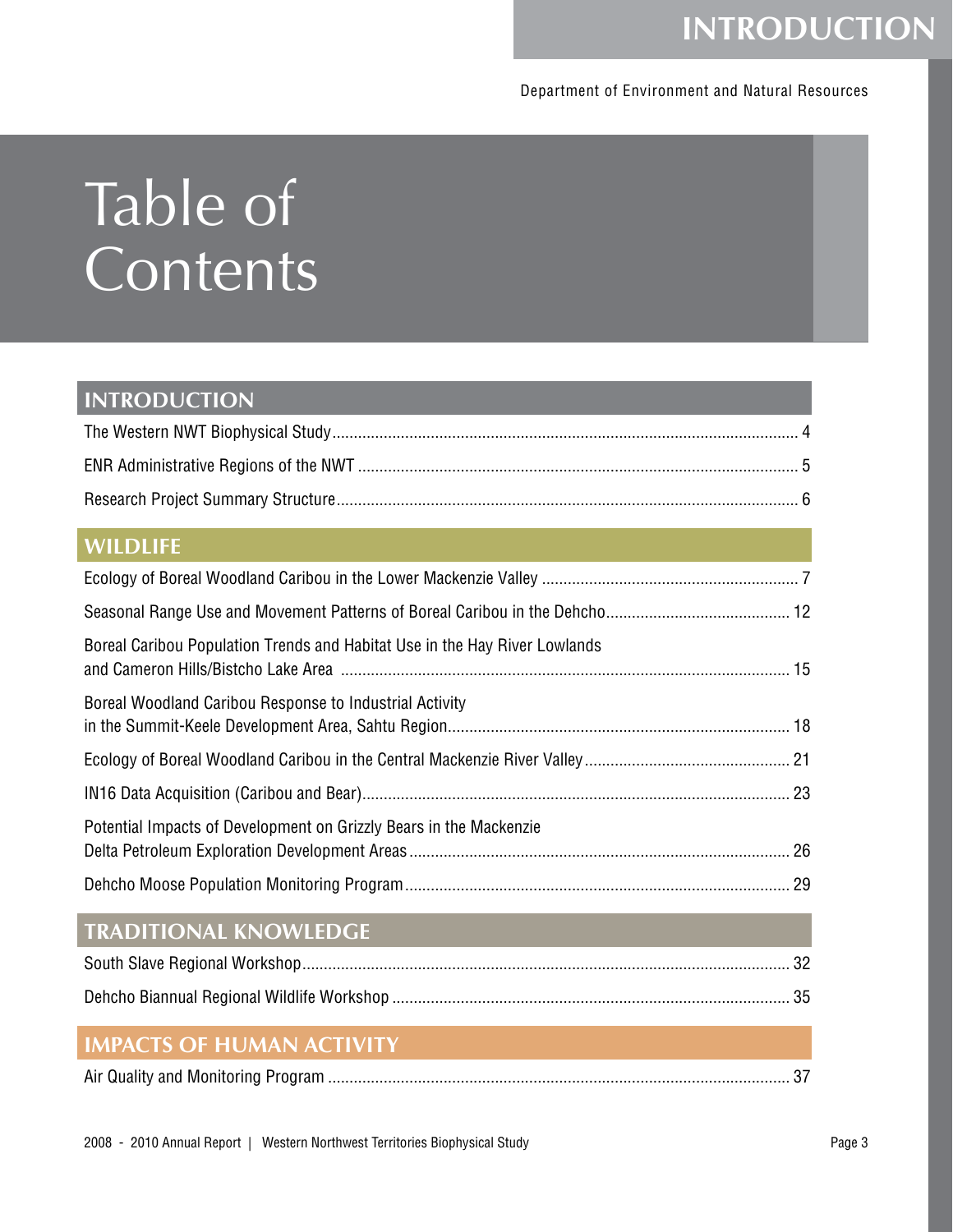# Table of Contents

## INTRODUCTION

The Western NWT Biophysical Study ........ 4

ENR Administrative Regions of the NWT ........ 5

Research Project Summary Structure ........ 6

## WILDLIFE

Ecology of Boreal Woodland Caribou in the Lower Mackenzie Valley ........ 7

Seasonal Range Use and Movement Patterns of Boreal Caribou in the Dehcho ........ 12

Boreal Caribou Population Trends and Habitat Use in the Hay River Lowlands and Cameron Hills/Bistcho Lake Area ........ 15

Boreal Woodland Caribou Response to Industrial Activity in the Summit-Keele Development Area, Sahtu Region ........ 18

Ecology of Boreal Woodland Caribou in the Central Mackenzie River Valley ........ 21

IN16 Data Acquisition (Caribou and Bear) ........ 23

Potential Impacts of Development on Grizzly Bears in the Mackenzie Delta Petroleum Exploration Development Areas ........ 26

Dehcho Moose Population Monitoring Program ........ 29

## TRADITIONAL KNOWLEDGE

South Slave Regional Workshop ........ 32

Dehcho Biannual Regional Wildlife Workshop ........ 35

## IMPACTS OF HUMAN ACTIVITY

Air Quality and Monitoring Program ........ 37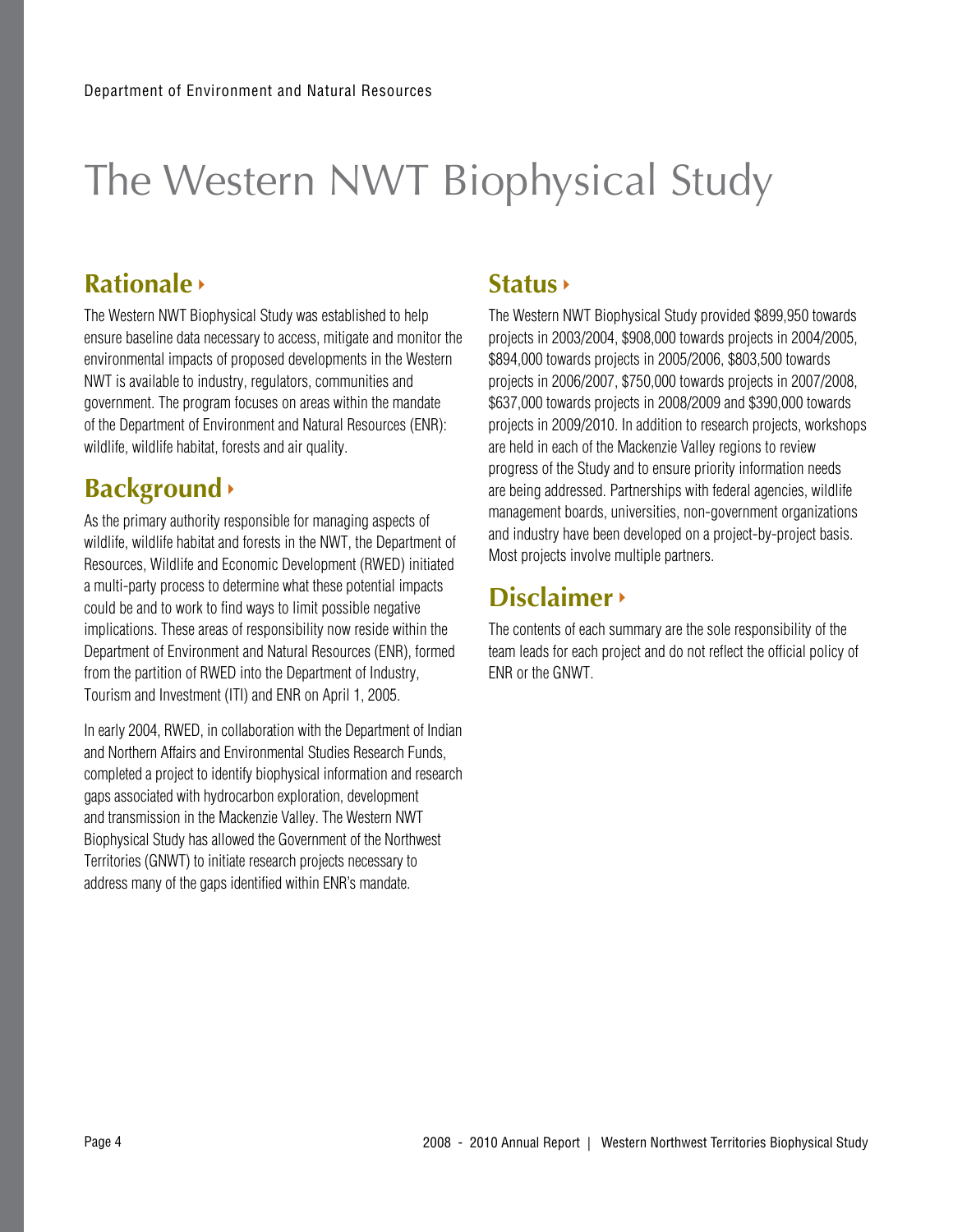# The Western NWT Biophysical Study

## Rationale

The Western NWT Biophysical Study was established to help ensure baseline data necessary to access, mitigate and monitor the environmental impacts of proposed developments in the Western NWT is available to industry, regulators, communities and government. The program focuses on areas within the mandate of the Department of Environment and Natural Resources (ENR): wildlife, wildlife habitat, forests and air quality.

## Background

As the primary authority responsible for managing aspects of wildlife, wildlife habitat and forests in the NWT, the Department of Resources, Wildlife and Economic Development (RWED) initiated a multi-party process to determine what these potential impacts could be and to work to find ways to limit possible negative implications. These areas of responsibility now reside within the Department of Environment and Natural Resources (ENR), formed from the partition of RWED into the Department of Industry, Tourism and Investment (ITI) and ENR on April 1, 2005.

In early 2004, RWED, in collaboration with the Department of Indian and Northern Affairs and Environmental Studies Research Funds, completed a project to identify biophysical information and research gaps associated with hydrocarbon exploration, development and transmission in the Mackenzie Valley. The Western NWT Biophysical Study has allowed the Government of the Northwest Territories (GNWT) to initiate research projects necessary to address many of the gaps identified within ENR's mandate.

## Status

The Western NWT Biophysical Study provided $899,950 towards projects in 2003/2004, $908,000 towards projects in 2004/2005, $894,000 towards projects in 2005/2006, $803,500 towards projects in 2006/2007, $750,000 towards projects in 2007/2008, $637,000 towards projects in 2008/2009 and $390,000 towards projects in 2009/2010. In addition to research projects, workshops are held in each of the Mackenzie Valley regions to review progress of the Study and to ensure priority information needs are being addressed. Partnerships with federal agencies, wildlife management boards, universities, non-government organizations and industry have been developed on a project-by-project basis. Most projects involve multiple partners.

## Disclaimer

The contents of each summary are the sole responsibility of the team leads for each project and do not reflect the official policy of ENR or the GNWT.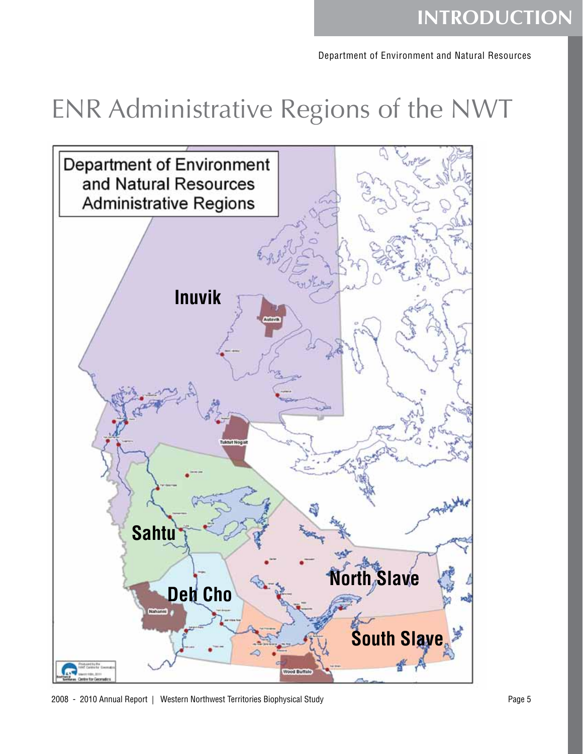# ENR Administrative Regions of the NWT

Department of Environment and Natural Resources Administrative Regions

Inuvik

Sahtu

Deh Cho

North Slave

South Slave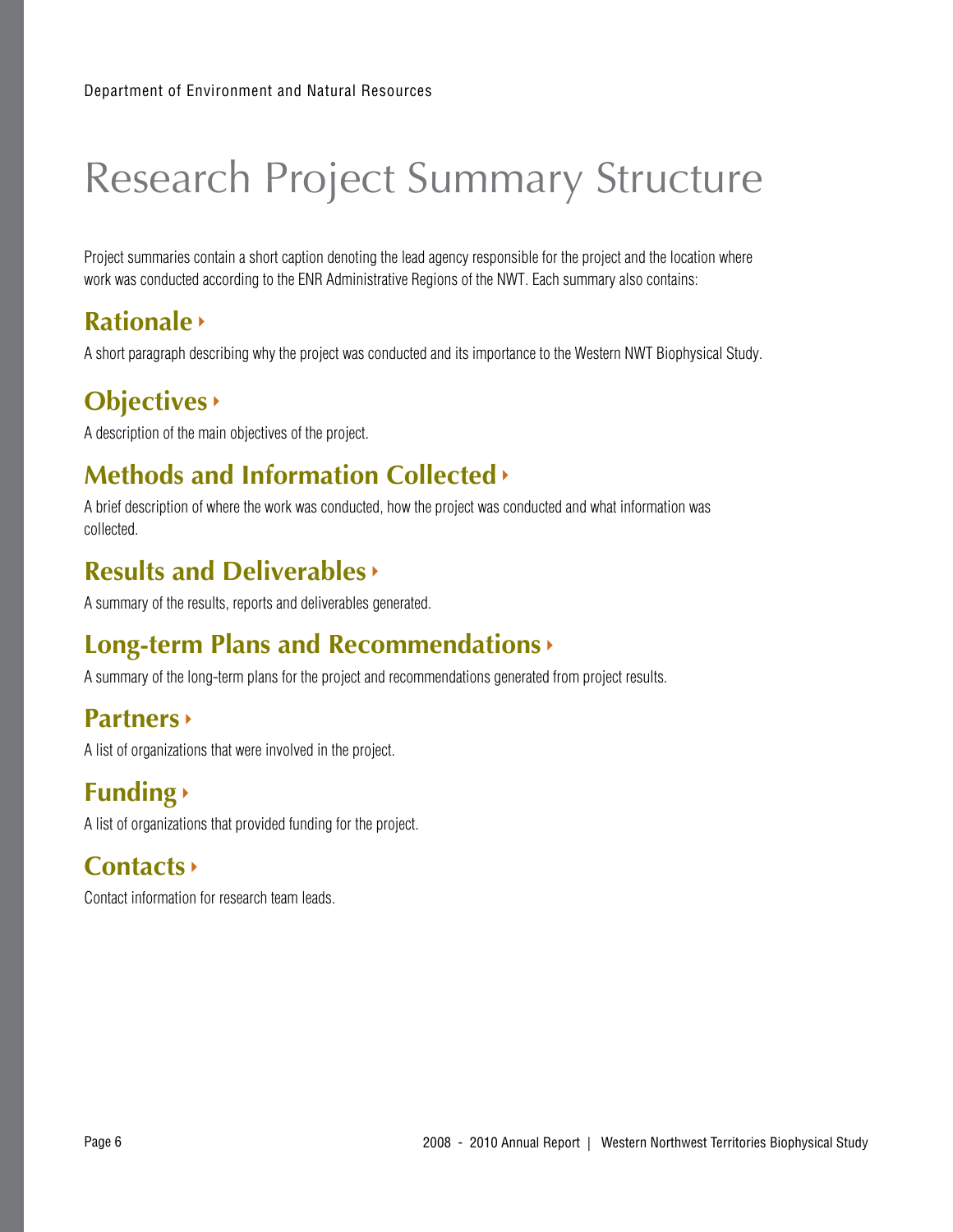# Research Project Summary Structure

Project summaries contain a short caption denoting the lead agency responsible for the project and the location where work was conducted according to the ENR Administrative Regions of the NWT. Each summary also contains:

## Rationale

A short paragraph describing why the project was conducted and its importance to the Western NWT Biophysical Study.

## Objectives

A description of the main objectives of the project.

## Methods and Information Collected

A brief description of where the work was conducted, how the project was conducted and what information was collected.

## Results and Deliverables

A summary of the results, reports and deliverables generated.

## Long-term Plans and Recommendations

A summary of the long-term plans for the project and recommendations generated from project results.

## Partners

A list of organizations that were involved in the project.

## Funding

A list of organizations that provided funding for the project.

## Contacts

Contact information for research team leads.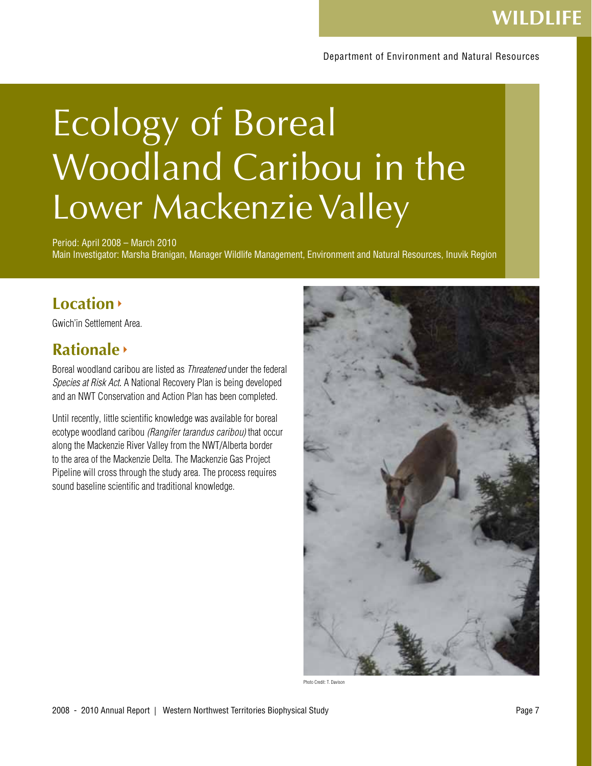WILDLIFE

Department of Environment and Natural Resources

# Ecology of Boreal Woodland Caribou in the Lower Mackenzie Valley

Period: April 2008 – March 2010
Main Investigator: Marsha Branigan, Manager Wildlife Management, Environment and Natural Resources, Inuvik Region

## Location

Gwich'in Settlement Area.

## Rationale

Boreal woodland caribou are listed as *Threatened* under the federal *Species at Risk Act*. A National Recovery Plan is being developed and an NWT Conservation and Action Plan has been completed.

Until recently, little scientific knowledge was available for boreal ecotype woodland caribou *(Rangifer tarandus caribou)* that occur along the Mackenzie River Valley from the NWT/Alberta border to the area of the Mackenzie Delta. The Mackenzie Gas Project Pipeline will cross through the study area. The process requires sound baseline scientific and traditional knowledge.

Photo Credit: T. Davison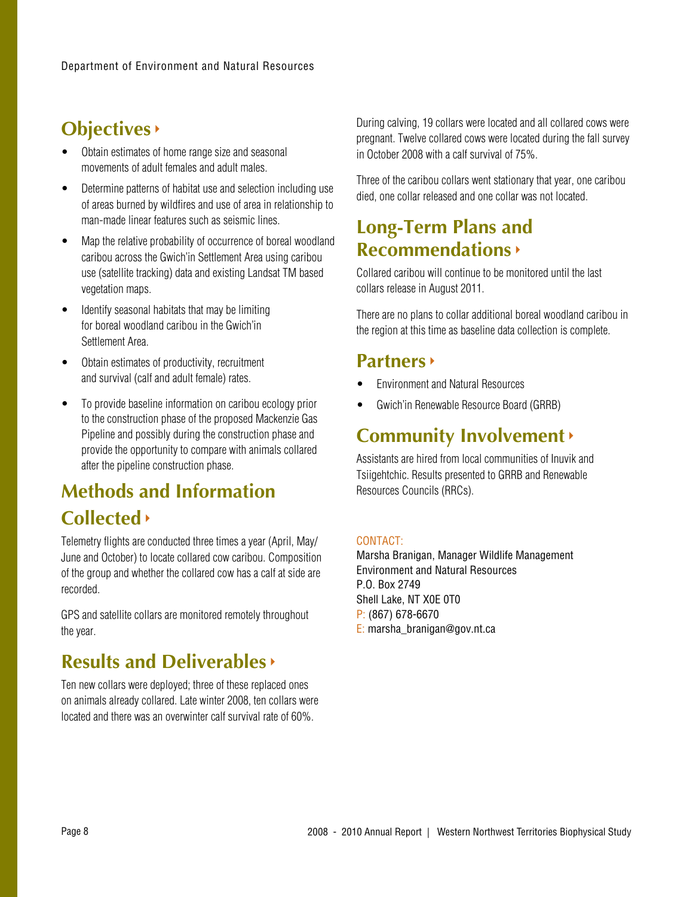## Objectives

- Obtain estimates of home range size and seasonal movements of adult females and adult males.
- Determine patterns of habitat use and selection including use of areas burned by wildfires and use of area in relationship to man-made linear features such as seismic lines.
- Map the relative probability of occurrence of boreal woodland caribou across the Gwich'in Settlement Area using caribou use (satellite tracking) data and existing Landsat TM based vegetation maps.
- Identify seasonal habitats that may be limiting for boreal woodland caribou in the Gwich'in Settlement Area.
- Obtain estimates of productivity, recruitment and survival (calf and adult female) rates.
- To provide baseline information on caribou ecology prior to the construction phase of the proposed Mackenzie Gas Pipeline and possibly during the construction phase and provide the opportunity to compare with animals collared after the pipeline construction phase.

## Methods and Information Collected

Telemetry flights are conducted three times a year (April, May/June and October) to locate collared cow caribou. Composition of the group and whether the collared cow has a calf at side are recorded.

GPS and satellite collars are monitored remotely throughout the year.

## Results and Deliverables

Ten new collars were deployed; three of these replaced ones on animals already collared. Late winter 2008, ten collars were located and there was an overwinter calf survival rate of 60%.

During calving, 19 collars were located and all collared cows were pregnant. Twelve collared cows were located during the fall survey in October 2008 with a calf survival of 75%.

Three of the caribou collars went stationary that year, one caribou died, one collar released and one collar was not located.

## Long-Term Plans and Recommendations

Collared caribou will continue to be monitored until the last collars release in August 2011.

There are no plans to collar additional boreal woodland caribou in the region at this time as baseline data collection is complete.

## Partners

- Environment and Natural Resources
- Gwich'in Renewable Resource Board (GRRB)

## Community Involvement

Assistants are hired from local communities of Inuvik and Tsiigehtchic. Results presented to GRRB and Renewable Resources Councils (RRCs).

CONTACT:
Marsha Branigan, Manager Wildlife Management
Environment and Natural Resources
P.O. Box 2749
Shell Lake, NT X0E 0T0
P: (867) 678-6670
E: marsha_branigan@gov.nt.ca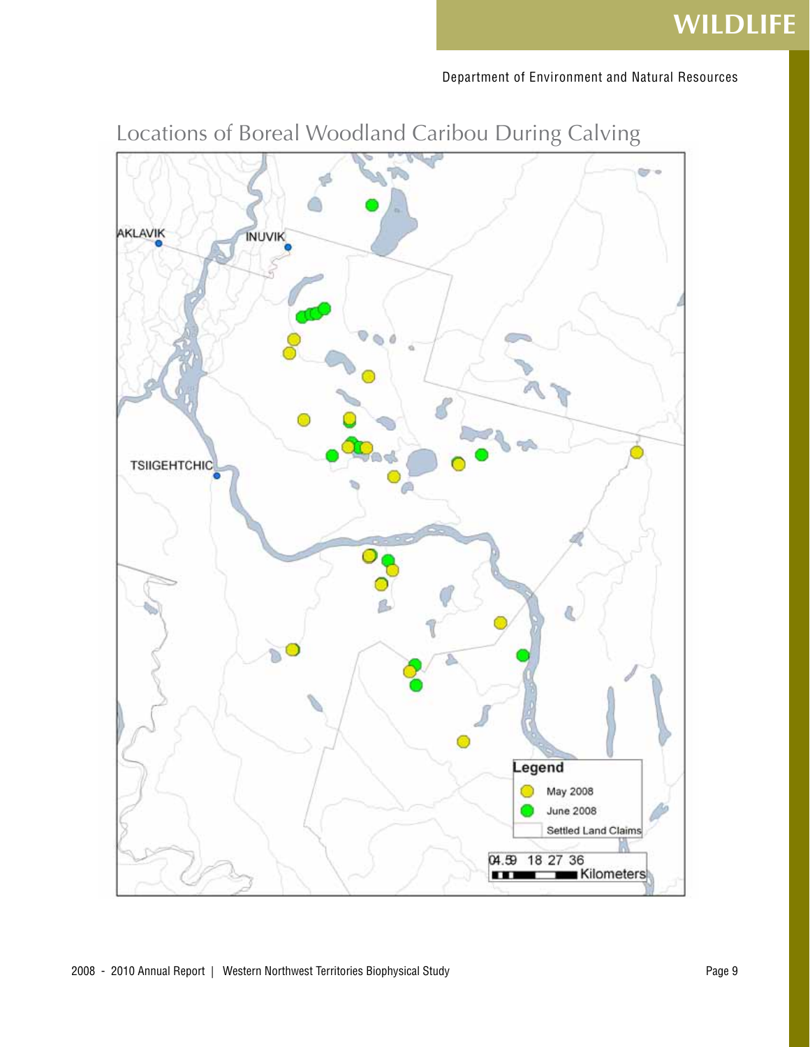# Locations of Boreal Woodland Caribou During Calving

AKLAVIK

INUVIK

TSIIGEHTCHIC

Legend

May 2008

June 2008

Settled Land Claims

0 4.5 9 18 27 36 Kilometers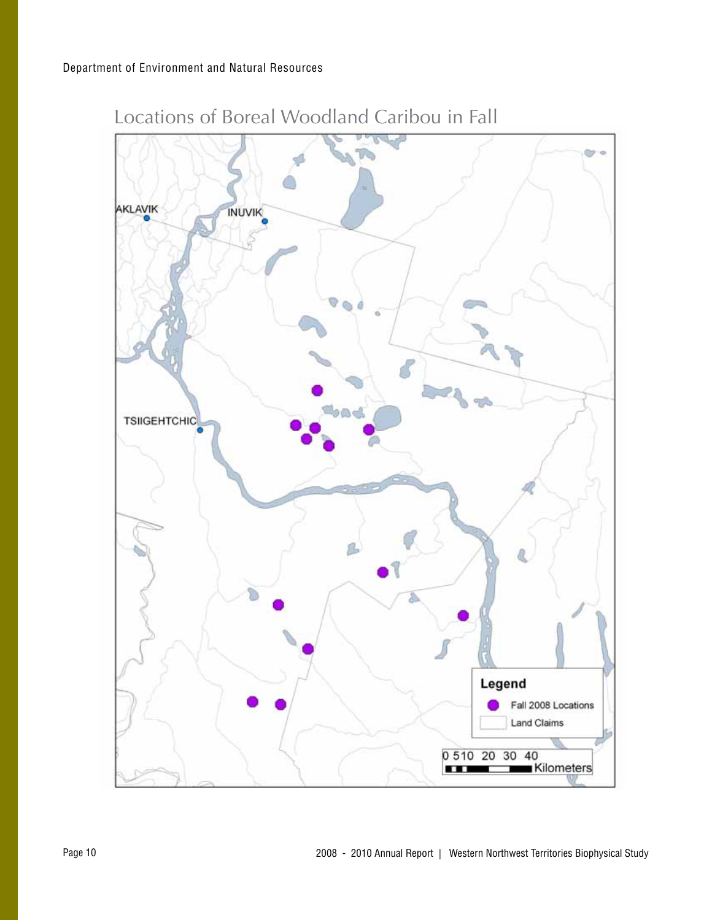## Locations of Boreal Woodland Caribou in Fall

AKLAVIK

INUVIK

TSIIGEHTCHIC

**Legend**

Fall 2008 Locations

Land Claims

0 5 10 20 30 40

Kilometers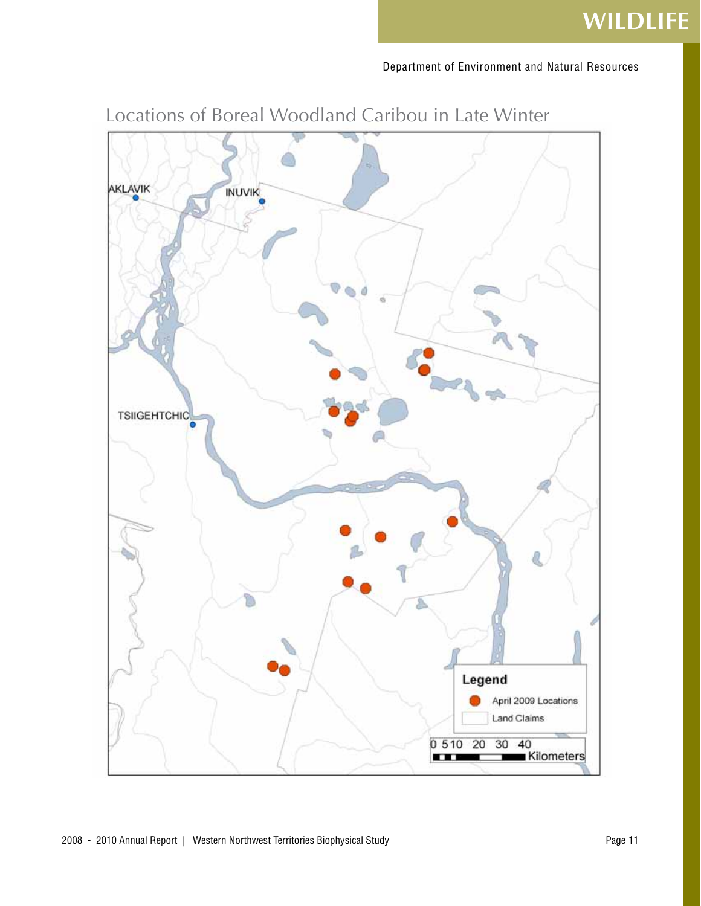## Locations of Boreal Woodland Caribou in Late Winter

AKLAVIK

INUVIK

TSIIGEHTCHIC

**Legend**

April 2009 Locations

Land Claims

0 5 10 20 30 40 Kilometers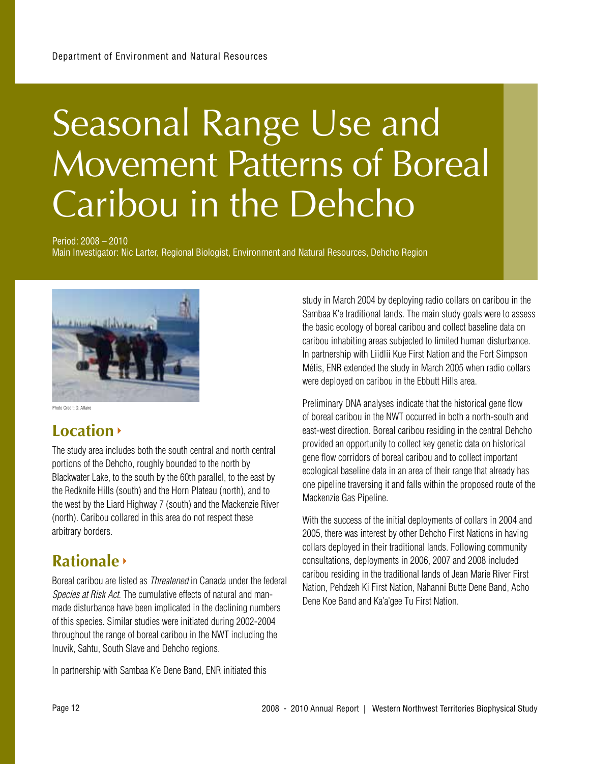# Seasonal Range Use and Movement Patterns of Boreal Caribou in the Dehcho

Period: 2008 – 2010
Main Investigator: Nic Larter, Regional Biologist, Environment and Natural Resources, Dehcho Region

Photo Credit: D. Allaire

## Location

The study area includes both the south central and north central portions of the Dehcho, roughly bounded to the north by Blackwater Lake, to the south by the 60th parallel, to the east by the Redknife Hills (south) and the Horn Plateau (north), and to the west by the Liard Highway 7 (south) and the Mackenzie River (north). Caribou collared in this area do not respect these arbitrary borders.

## Rationale

Boreal caribou are listed as *Threatened* in Canada under the federal *Species at Risk Act*. The cumulative effects of natural and man-made disturbance have been implicated in the declining numbers of this species. Similar studies were initiated during 2002-2004 throughout the range of boreal caribou in the NWT including the Inuvik, Sahtu, South Slave and Dehcho regions.

In partnership with Sambaa K'e Dene Band, ENR initiated this study in March 2004 by deploying radio collars on caribou in the Sambaa K'e traditional lands. The main study goals were to assess the basic ecology of boreal caribou and collect baseline data on caribou inhabiting areas subjected to limited human disturbance. In partnership with Liidlii Kue First Nation and the Fort Simpson Métis, ENR extended the study in March 2005 when radio collars were deployed on caribou in the Ebbutt Hills area.

Preliminary DNA analyses indicate that the historical gene flow of boreal caribou in the NWT occurred in both a north-south and east-west direction. Boreal caribou residing in the central Dehcho provided an opportunity to collect key genetic data on historical gene flow corridors of boreal caribou and to collect important ecological baseline data in an area of their range that already has one pipeline traversing it and falls within the proposed route of the Mackenzie Gas Pipeline.

With the success of the initial deployments of collars in 2004 and 2005, there was interest by other Dehcho First Nations in having collars deployed in their traditional lands. Following community consultations, deployments in 2006, 2007 and 2008 included caribou residing in the traditional lands of Jean Marie River First Nation, Pehdzeh Ki First Nation, Nahanni Butte Dene Band, Acho Dene Koe Band and Ka'a'gee Tu First Nation.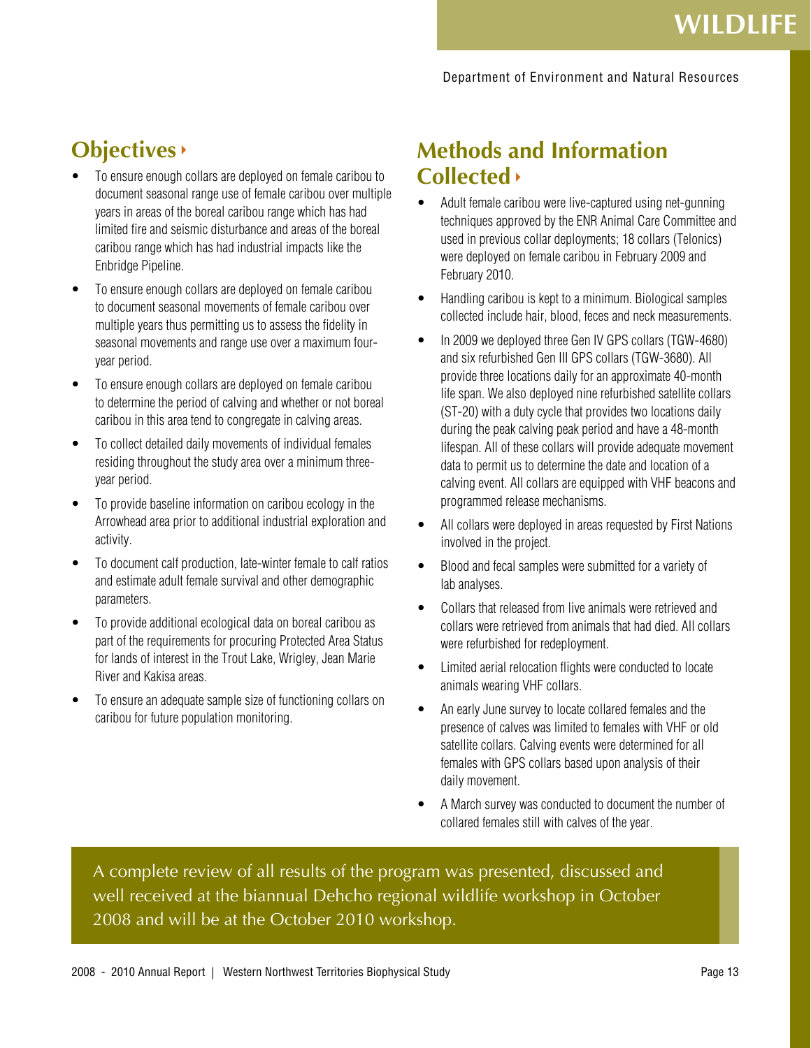## Objectives

- To ensure enough collars are deployed on female caribou to document seasonal range use of female caribou over multiple years in areas of the boreal caribou range which has had limited fire and seismic disturbance and areas of the boreal caribou range which has had industrial impacts like the Enbridge Pipeline.
- To ensure enough collars are deployed on female caribou to document seasonal movements of female caribou over multiple years thus permitting us to assess the fidelity in seasonal movements and range use over a maximum four-year period.
- To ensure enough collars are deployed on female caribou to determine the period of calving and whether or not boreal caribou in this area tend to congregate in calving areas.
- To collect detailed daily movements of individual females residing throughout the study area over a minimum three-year period.
- To provide baseline information on caribou ecology in the Arrowhead area prior to additional industrial exploration and activity.
- To document calf production, late-winter female to calf ratios and estimate adult female survival and other demographic parameters.
- To provide additional ecological data on boreal caribou as part of the requirements for procuring Protected Area Status for lands of interest in the Trout Lake, Wrigley, Jean Marie River and Kakisa areas.
- To ensure an adequate sample size of functioning collars on caribou for future population monitoring.

## Methods and Information Collected

- Adult female caribou were live-captured using net-gunning techniques approved by the ENR Animal Care Committee and used in previous collar deployments; 18 collars (Telonics) were deployed on female caribou in February 2009 and February 2010.
- Handling caribou is kept to a minimum. Biological samples collected include hair, blood, feces and neck measurements.
- In 2009 we deployed three Gen IV GPS collars (TGW-4680) and six refurbished Gen III GPS collars (TGW-3680). All provide three locations daily for an approximate 40-month life span. We also deployed nine refurbished satellite collars (ST-20) with a duty cycle that provides two locations daily during the peak calving peak period and have a 48-month lifespan. All of these collars will provide adequate movement data to permit us to determine the date and location of a calving event. All collars are equipped with VHF beacons and programmed release mechanisms.
- All collars were deployed in areas requested by First Nations involved in the project.
- Blood and fecal samples were submitted for a variety of lab analyses.
- Collars that released from live animals were retrieved and collars were retrieved from animals that had died. All collars were refurbished for redeployment.
- Limited aerial relocation flights were conducted to locate animals wearing VHF collars.
- An early June survey to locate collared females and the presence of calves was limited to females with VHF or old satellite collars. Calving events were determined for all females with GPS collars based upon analysis of their daily movement.
- A March survey was conducted to document the number of collared females still with calves of the year.

A complete review of all results of the program was presented, discussed and well received at the biannual Dehcho regional wildlife workshop in October 2008 and will be at the October 2010 workshop.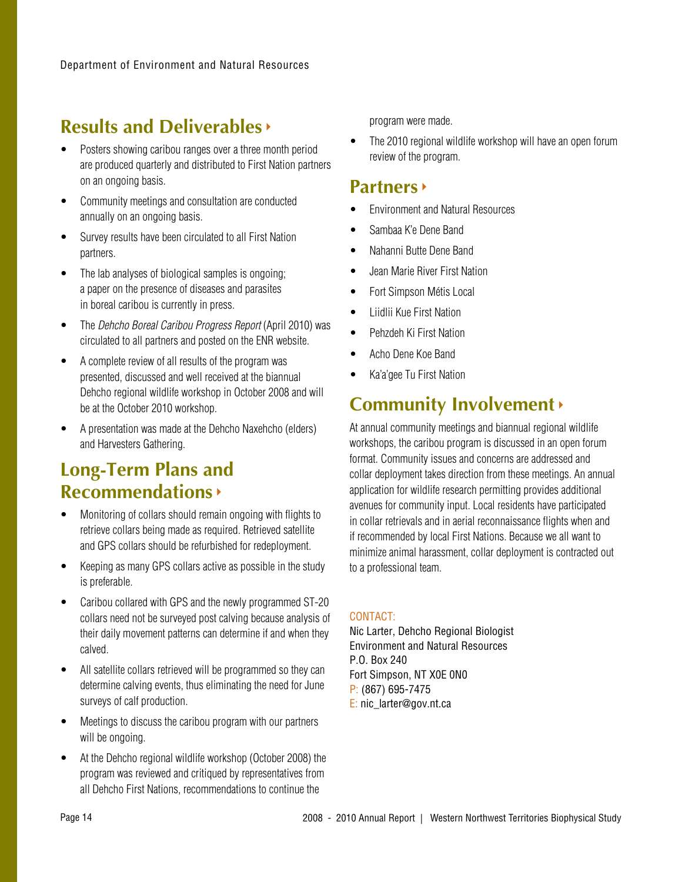## Results and Deliverables

- Posters showing caribou ranges over a three month period are produced quarterly and distributed to First Nation partners on an ongoing basis.
- Community meetings and consultation are conducted annually on an ongoing basis.
- Survey results have been circulated to all First Nation partners.
- The lab analyses of biological samples is ongoing; a paper on the presence of diseases and parasites in boreal caribou is currently in press.
- The *Dehcho Boreal Caribou Progress Report* (April 2010) was circulated to all partners and posted on the ENR website.
- A complete review of all results of the program was presented, discussed and well received at the biannual Dehcho regional wildlife workshop in October 2008 and will be at the October 2010 workshop.
- A presentation was made at the Dehcho Naxehcho (elders) and Harvesters Gathering.

## Long-Term Plans and Recommendations

- Monitoring of collars should remain ongoing with flights to retrieve collars being made as required. Retrieved satellite and GPS collars should be refurbished for redeployment.
- Keeping as many GPS collars active as possible in the study is preferable.
- Caribou collared with GPS and the newly programmed ST-20 collars need not be surveyed post calving because analysis of their daily movement patterns can determine if and when they calved.
- All satellite collars retrieved will be programmed so they can determine calving events, thus eliminating the need for June surveys of calf production.
- Meetings to discuss the caribou program with our partners will be ongoing.
- At the Dehcho regional wildlife workshop (October 2008) the program was reviewed and critiqued by representatives from all Dehcho First Nations, recommendations to continue the program were made.
- The 2010 regional wildlife workshop will have an open forum review of the program.

## Partners

- Environment and Natural Resources
- Sambaa K'e Dene Band
- Nahanni Butte Dene Band
- Jean Marie River First Nation
- Fort Simpson Métis Local
- Liidlii Kue First Nation
- Pehzdeh Ki First Nation
- Acho Dene Koe Band
- Ka'a'gee Tu First Nation

## Community Involvement

At annual community meetings and biannual regional wildlife workshops, the caribou program is discussed in an open forum format. Community issues and concerns are addressed and collar deployment takes direction from these meetings. An annual application for wildlife research permitting provides additional avenues for community input. Local residents have participated in collar retrievals and in aerial reconnaissance flights when and if recommended by local First Nations. Because we all want to minimize animal harassment, collar deployment is contracted out to a professional team.

CONTACT:
Nic Larter, Dehcho Regional Biologist
Environment and Natural Resources
P.O. Box 240
Fort Simpson, NT X0E 0N0
P: (867) 695-7475
E: nic_larter@gov.nt.ca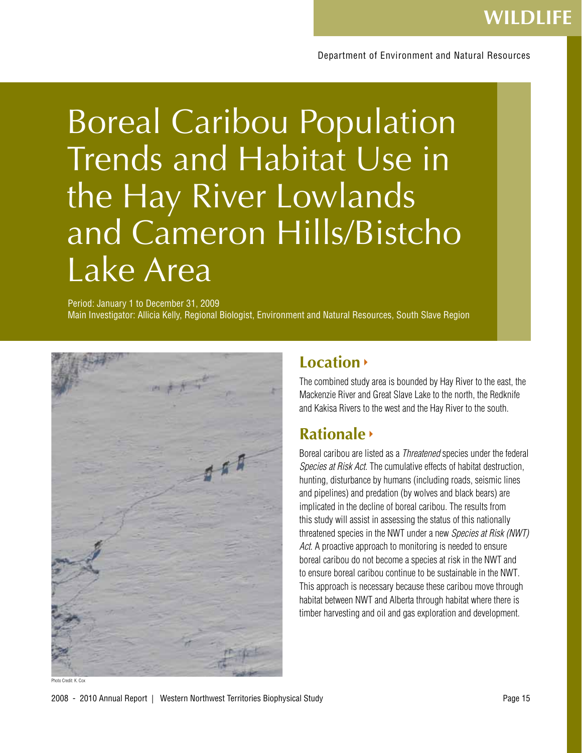# Boreal Caribou Population Trends and Habitat Use in the Hay River Lowlands and Cameron Hills/Bistcho Lake Area

Period: January 1 to December 31, 2009
Main Investigator: Allicia Kelly, Regional Biologist, Environment and Natural Resources, South Slave Region

Photo Credit: K. Cox

## Location

The combined study area is bounded by Hay River to the east, the Mackenzie River and Great Slave Lake to the north, the Redknife and Kakisa Rivers to the west and the Hay River to the south.

## Rationale

Boreal caribou are listed as a *Threatened* species under the federal *Species at Risk Act*. The cumulative effects of habitat destruction, hunting, disturbance by humans (including roads, seismic lines and pipelines) and predation (by wolves and black bears) are implicated in the decline of boreal caribou. The results from this study will assist in assessing the status of this nationally threatened species in the NWT under a new *Species at Risk (NWT) Act*. A proactive approach to monitoring is needed to ensure boreal caribou do not become a species at risk in the NWT and to ensure boreal caribou continue to be sustainable in the NWT. This approach is necessary because these caribou move through habitat between NWT and Alberta through habitat where there is timber harvesting and oil and gas exploration and development.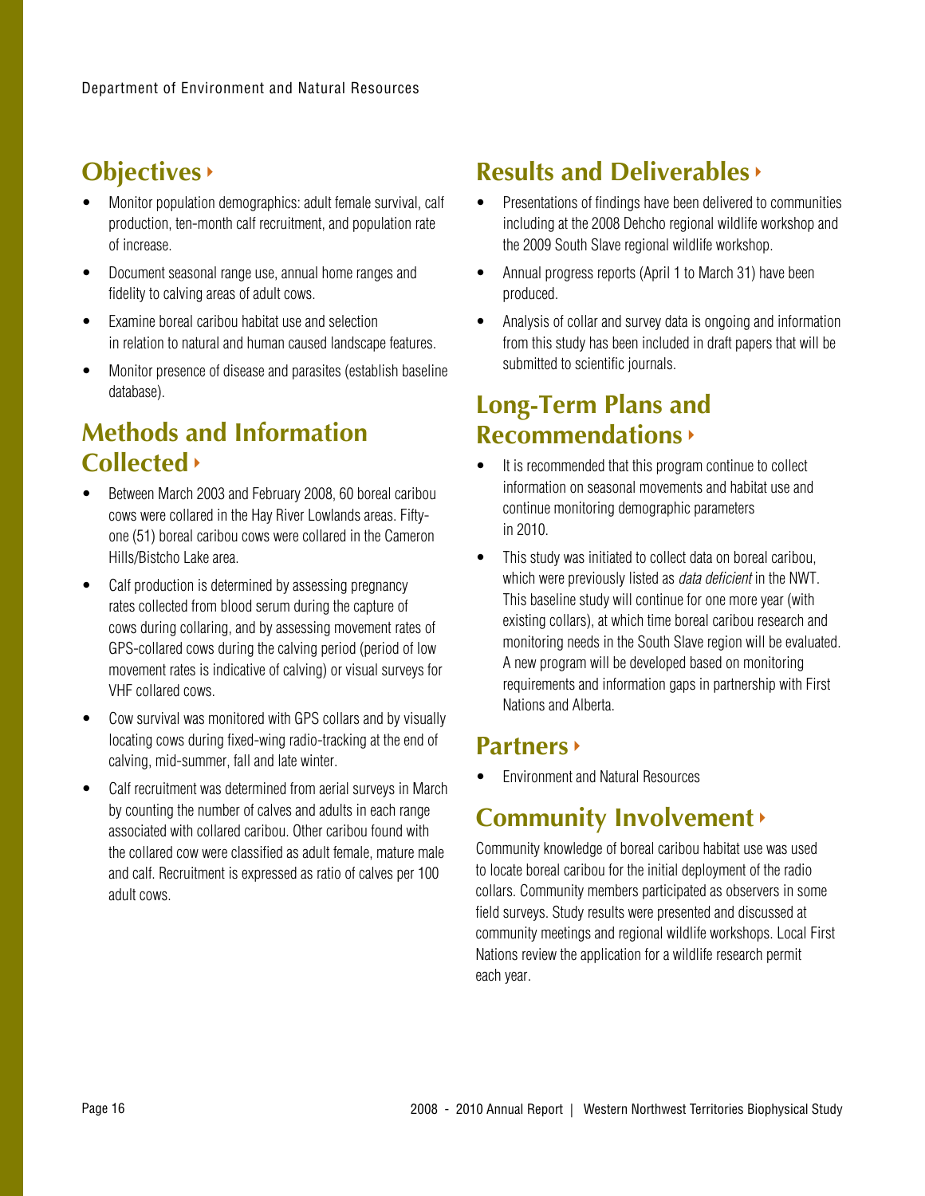## Objectives

- Monitor population demographics: adult female survival, calf production, ten-month calf recruitment, and population rate of increase.
- Document seasonal range use, annual home ranges and fidelity to calving areas of adult cows.
- Examine boreal caribou habitat use and selection in relation to natural and human caused landscape features.
- Monitor presence of disease and parasites (establish baseline database).

## Methods and Information Collected

- Between March 2003 and February 2008, 60 boreal caribou cows were collared in the Hay River Lowlands areas. Fifty-one (51) boreal caribou cows were collared in the Cameron Hills/Bistcho Lake area.
- Calf production is determined by assessing pregnancy rates collected from blood serum during the capture of cows during collaring, and by assessing movement rates of GPS-collared cows during the calving period (period of low movement rates is indicative of calving) or visual surveys for VHF collared cows.
- Cow survival was monitored with GPS collars and by visually locating cows during fixed-wing radio-tracking at the end of calving, mid-summer, fall and late winter.
- Calf recruitment was determined from aerial surveys in March by counting the number of calves and adults in each range associated with collared caribou. Other caribou found with the collared cow were classified as adult female, mature male and calf. Recruitment is expressed as ratio of calves per 100 adult cows.

## Results and Deliverables

- Presentations of findings have been delivered to communities including at the 2008 Dehcho regional wildlife workshop and the 2009 South Slave regional wildlife workshop.
- Annual progress reports (April 1 to March 31) have been produced.
- Analysis of collar and survey data is ongoing and information from this study has been included in draft papers that will be submitted to scientific journals.

## Long-Term Plans and Recommendations

- It is recommended that this program continue to collect information on seasonal movements and habitat use and continue monitoring demographic parameters in 2010.
- This study was initiated to collect data on boreal caribou, which were previously listed as *data deficient* in the NWT. This baseline study will continue for one more year (with existing collars), at which time boreal caribou research and monitoring needs in the South Slave region will be evaluated. A new program will be developed based on monitoring requirements and information gaps in partnership with First Nations and Alberta.

## Partners

- Environment and Natural Resources

## Community Involvement

Community knowledge of boreal caribou habitat use was used to locate boreal caribou for the initial deployment of the radio collars. Community members participated as observers in some field surveys. Study results were presented and discussed at community meetings and regional wildlife workshops. Local First Nations review the application for a wildlife research permit each year.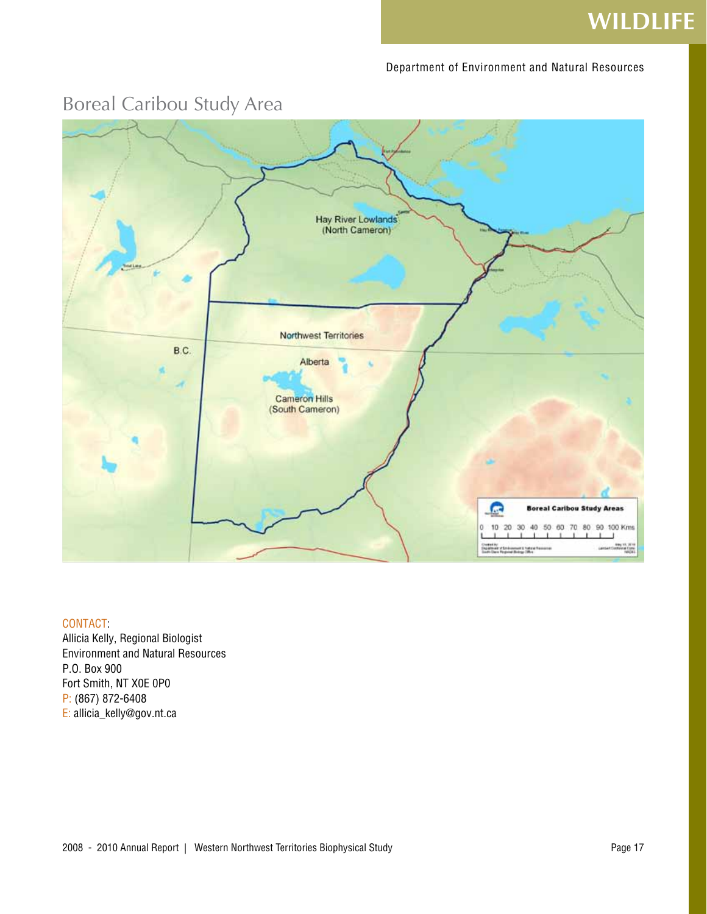## Boreal Caribou Study Area

CONTACT:
Allicia Kelly, Regional Biologist
Environment and Natural Resources
P.O. Box 900
Fort Smith, NT X0E 0P0
P: (867) 872-6408
E: allicia_kelly@gov.nt.ca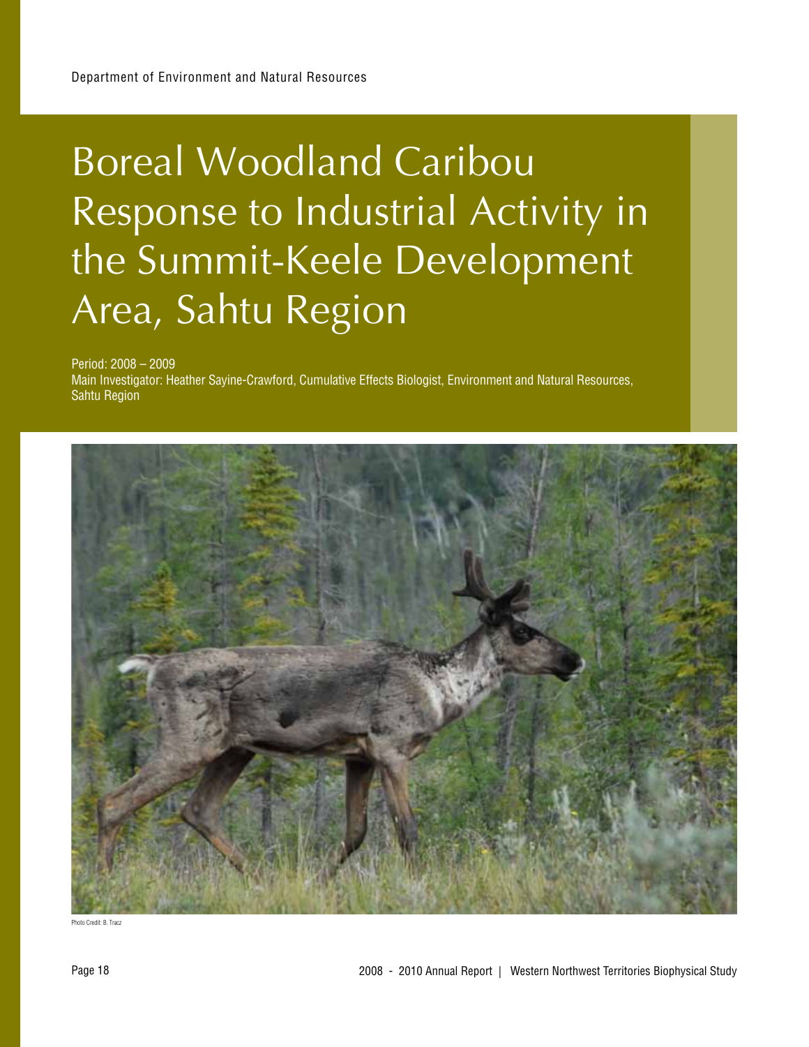Department of Environment and Natural Resources

# Boreal Woodland Caribou Response to Industrial Activity in the Summit-Keele Development Area, Sahtu Region

Period: 2008 – 2009
Main Investigator: Heather Sayine-Crawford, Cumulative Effects Biologist, Environment and Natural Resources, Sahtu Region

Photo Credit: B. Tracz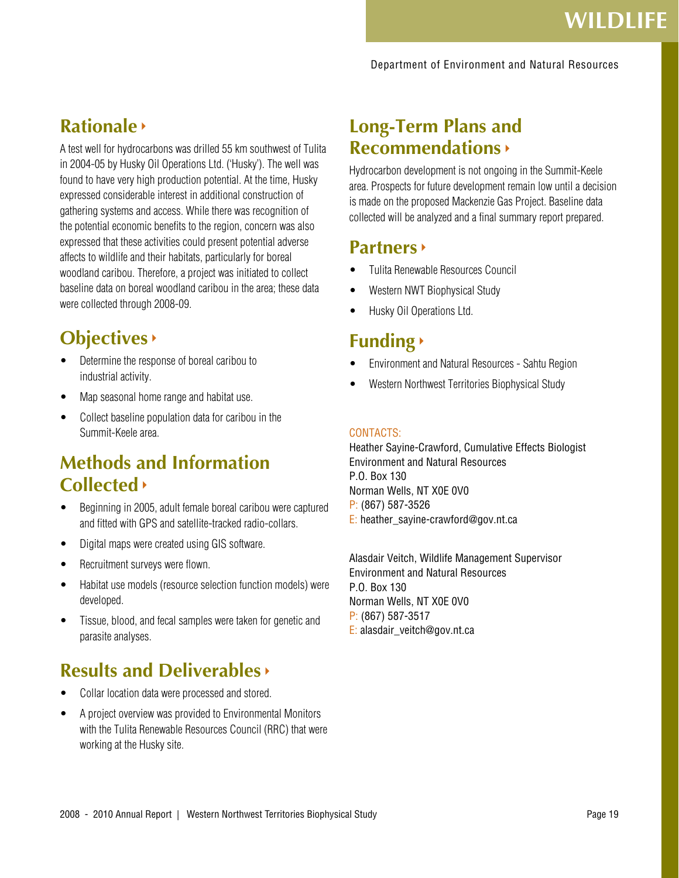## Rationale

A test well for hydrocarbons was drilled 55 km southwest of Tulita in 2004-05 by Husky Oil Operations Ltd. ('Husky'). The well was found to have very high production potential. At the time, Husky expressed considerable interest in additional construction of gathering systems and access. While there was recognition of the potential economic benefits to the region, concern was also expressed that these activities could present potential adverse affects to wildlife and their habitats, particularly for boreal woodland caribou. Therefore, a project was initiated to collect baseline data on boreal woodland caribou in the area; these data were collected through 2008-09.

## Objectives

- Determine the response of boreal caribou to industrial activity.
- Map seasonal home range and habitat use.
- Collect baseline population data for caribou in the Summit-Keele area.

## Methods and Information Collected

- Beginning in 2005, adult female boreal caribou were captured and fitted with GPS and satellite-tracked radio-collars.
- Digital maps were created using GIS software.
- Recruitment surveys were flown.
- Habitat use models (resource selection function models) were developed.
- Tissue, blood, and fecal samples were taken for genetic and parasite analyses.

## Results and Deliverables

- Collar location data were processed and stored.
- A project overview was provided to Environmental Monitors with the Tulita Renewable Resources Council (RRC) that were working at the Husky site.

## Long-Term Plans and Recommendations

Hydrocarbon development is not ongoing in the Summit-Keele area. Prospects for future development remain low until a decision is made on the proposed Mackenzie Gas Project. Baseline data collected will be analyzed and a final summary report prepared.

## Partners

- Tulita Renewable Resources Council
- Western NWT Biophysical Study
- Husky Oil Operations Ltd.

## Funding

- Environment and Natural Resources - Sahtu Region
- Western Northwest Territories Biophysical Study

CONTACTS:

Heather Sayine-Crawford, Cumulative Effects Biologist
Environment and Natural Resources
P.O. Box 130
Norman Wells, NT X0E 0V0
P: (867) 587-3526
E: heather_sayine-crawford@gov.nt.ca

Alasdair Veitch, Wildlife Management Supervisor
Environment and Natural Resources
P.O. Box 130
Norman Wells, NT X0E 0V0
P: (867) 587-3517
E: alasdair_veitch@gov.nt.ca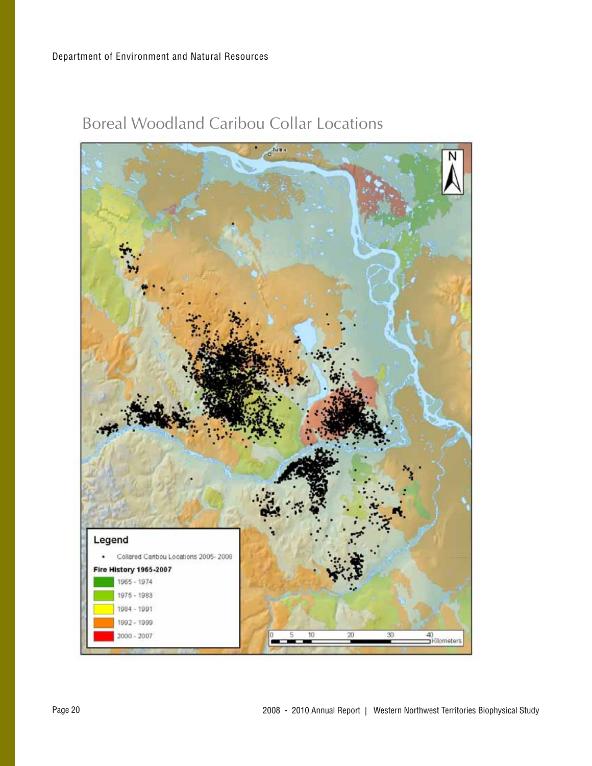## Boreal Woodland Caribou Collar Locations

Legend

- Collared Caribou Locations 2005- 2008

Fire History 1965-2007

- 1965 - 1974
- 1975 - 1983
- 1984 - 1991
- 1992 - 1999
- 2000 - 2007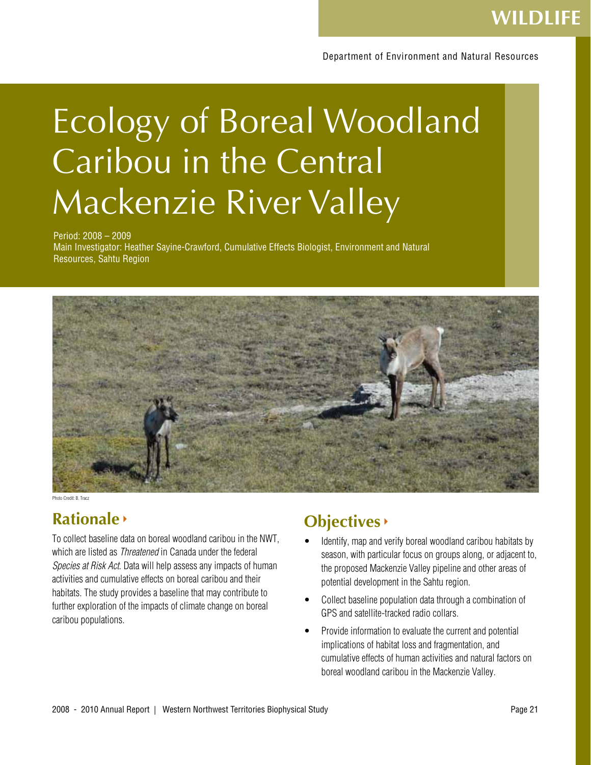WILDLIFE

Department of Environment and Natural Resources

# Ecology of Boreal Woodland Caribou in the Central Mackenzie River Valley

Period: 2008 – 2009
Main Investigator: Heather Sayine-Crawford, Cumulative Effects Biologist, Environment and Natural Resources, Sahtu Region

Photo Credit: B. Tracz

## Rationale

To collect baseline data on boreal woodland caribou in the NWT, which are listed as *Threatened* in Canada under the federal *Species at Risk Act*. Data will help assess any impacts of human activities and cumulative effects on boreal caribou and their habitats. The study provides a baseline that may contribute to further exploration of the impacts of climate change on boreal caribou populations.

## Objectives

- Identify, map and verify boreal woodland caribou habitats by season, with particular focus on groups along, or adjacent to, the proposed Mackenzie Valley pipeline and other areas of potential development in the Sahtu region.
- Collect baseline population data through a combination of GPS and satellite-tracked radio collars.
- Provide information to evaluate the current and potential implications of habitat loss and fragmentation, and cumulative effects of human activities and natural factors on boreal woodland caribou in the Mackenzie Valley.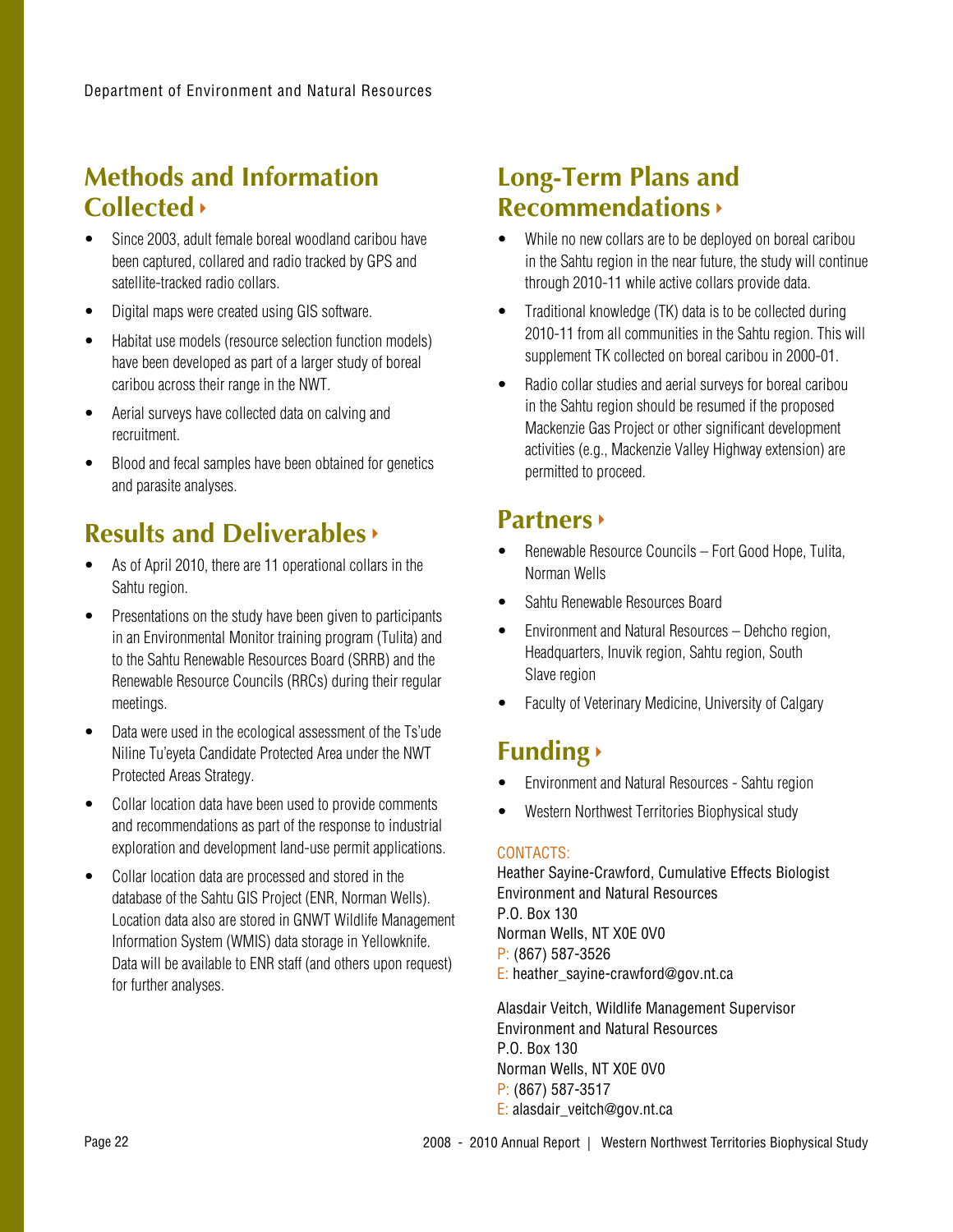## Methods and Information Collected

- Since 2003, adult female boreal woodland caribou have been captured, collared and radio tracked by GPS and satellite-tracked radio collars.
- Digital maps were created using GIS software.
- Habitat use models (resource selection function models) have been developed as part of a larger study of boreal caribou across their range in the NWT.
- Aerial surveys have collected data on calving and recruitment.
- Blood and fecal samples have been obtained for genetics and parasite analyses.

## Results and Deliverables

- As of April 2010, there are 11 operational collars in the Sahtu region.
- Presentations on the study have been given to participants in an Environmental Monitor training program (Tulita) and to the Sahtu Renewable Resources Board (SRRB) and the Renewable Resource Councils (RRCs) during their regular meetings.
- Data were used in the ecological assessment of the Ts'ude Niline Tu'eyeta Candidate Protected Area under the NWT Protected Areas Strategy.
- Collar location data have been used to provide comments and recommendations as part of the response to industrial exploration and development land-use permit applications.
- Collar location data are processed and stored in the database of the Sahtu GIS Project (ENR, Norman Wells). Location data also are stored in GNWT Wildlife Management Information System (WMIS) data storage in Yellowknife. Data will be available to ENR staff (and others upon request) for further analyses.

## Long-Term Plans and Recommendations

- While no new collars are to be deployed on boreal caribou in the Sahtu region in the near future, the study will continue through 2010-11 while active collars provide data.
- Traditional knowledge (TK) data is to be collected during 2010-11 from all communities in the Sahtu region. This will supplement TK collected on boreal caribou in 2000-01.
- Radio collar studies and aerial surveys for boreal caribou in the Sahtu region should be resumed if the proposed Mackenzie Gas Project or other significant development activities (e.g., Mackenzie Valley Highway extension) are permitted to proceed.

## Partners

- Renewable Resource Councils – Fort Good Hope, Tulita, Norman Wells
- Sahtu Renewable Resources Board
- Environment and Natural Resources – Dehcho region, Headquarters, Inuvik region, Sahtu region, South Slave region
- Faculty of Veterinary Medicine, University of Calgary

## Funding

- Environment and Natural Resources - Sahtu region
- Western Northwest Territories Biophysical study

CONTACTS:

Heather Sayine-Crawford, Cumulative Effects Biologist
Environment and Natural Resources
P.O. Box 130
Norman Wells, NT X0E 0V0
P: (867) 587-3526
E: heather_sayine-crawford@gov.nt.ca

Alasdair Veitch, Wildlife Management Supervisor
Environment and Natural Resources
P.O. Box 130
Norman Wells, NT X0E 0V0
P: (867) 587-3517
E: alasdair_veitch@gov.nt.ca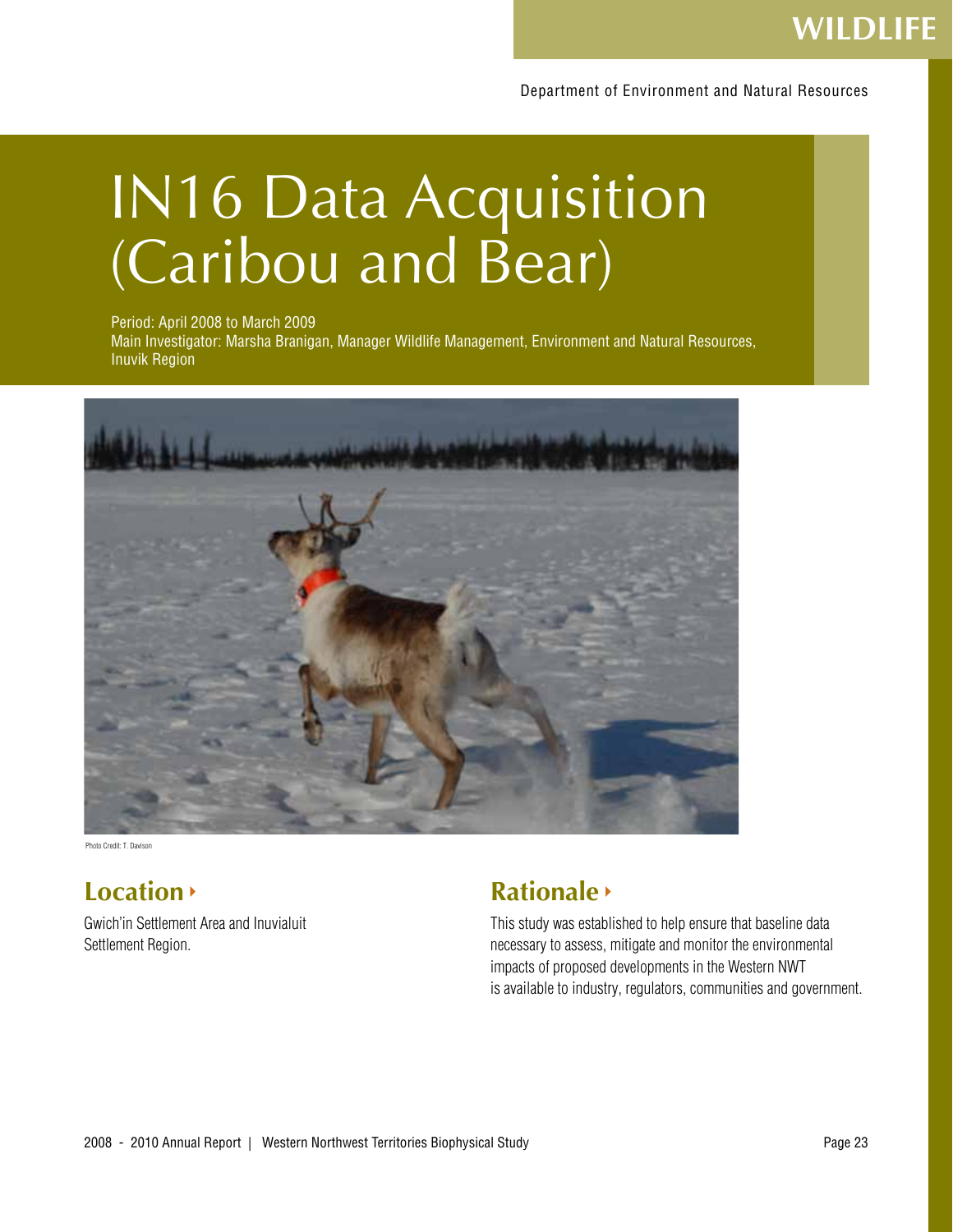# IN16 Data Acquisition (Caribou and Bear)

Period: April 2008 to March 2009
Main Investigator: Marsha Branigan, Manager Wildlife Management, Environment and Natural Resources, Inuvik Region

Photo Credit: T. Davison

## Location

Gwich'in Settlement Area and Inuvialuit Settlement Region.

## Rationale

This study was established to help ensure that baseline data necessary to assess, mitigate and monitor the environmental impacts of proposed developments in the Western NWT is available to industry, regulators, communities and government.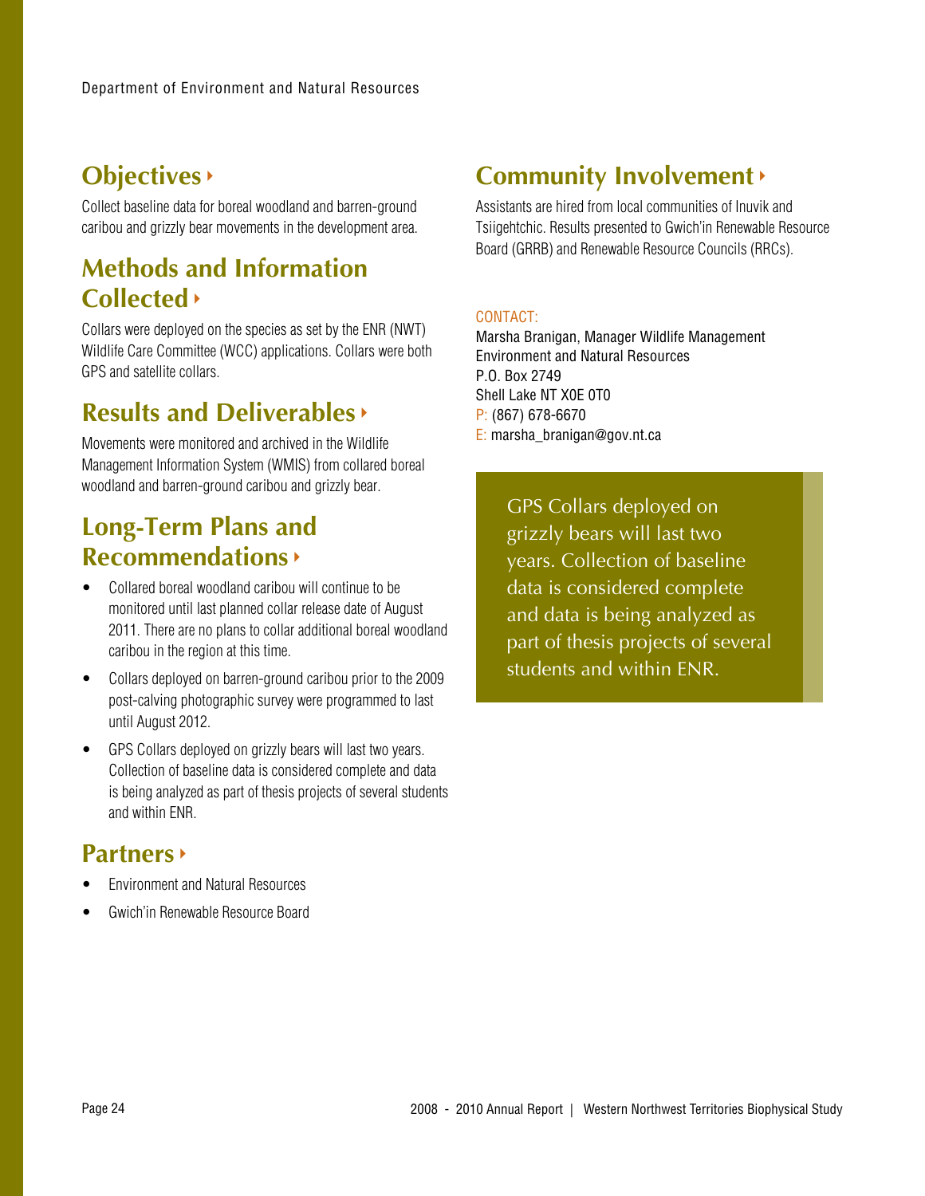## Objectives

Collect baseline data for boreal woodland and barren-ground caribou and grizzly bear movements in the development area.

## Methods and Information Collected

Collars were deployed on the species as set by the ENR (NWT) Wildlife Care Committee (WCC) applications. Collars were both GPS and satellite collars.

## Results and Deliverables

Movements were monitored and archived in the Wildlife Management Information System (WMIS) from collared boreal woodland and barren-ground caribou and grizzly bear.

## Long-Term Plans and Recommendations

- Collared boreal woodland caribou will continue to be monitored until last planned collar release date of August 2011. There are no plans to collar additional boreal woodland caribou in the region at this time.
- Collars deployed on barren-ground caribou prior to the 2009 post-calving photographic survey were programmed to last until August 2012.
- GPS Collars deployed on grizzly bears will last two years. Collection of baseline data is considered complete and data is being analyzed as part of thesis projects of several students and within ENR.

## Partners

- Environment and Natural Resources
- Gwich'in Renewable Resource Board

## Community Involvement

Assistants are hired from local communities of Inuvik and Tsiigehtchic. Results presented to Gwich'in Renewable Resource Board (GRRB) and Renewable Resource Councils (RRCs).

CONTACT:
Marsha Branigan, Manager Wildlife Management
Environment and Natural Resources
P.O. Box 2749
Shell Lake NT X0E 0T0
P: (867) 678-6670
E: marsha_branigan@gov.nt.ca

> GPS Collars deployed on grizzly bears will last two years. Collection of baseline data is considered complete and data is being analyzed as part of thesis projects of several students and within ENR.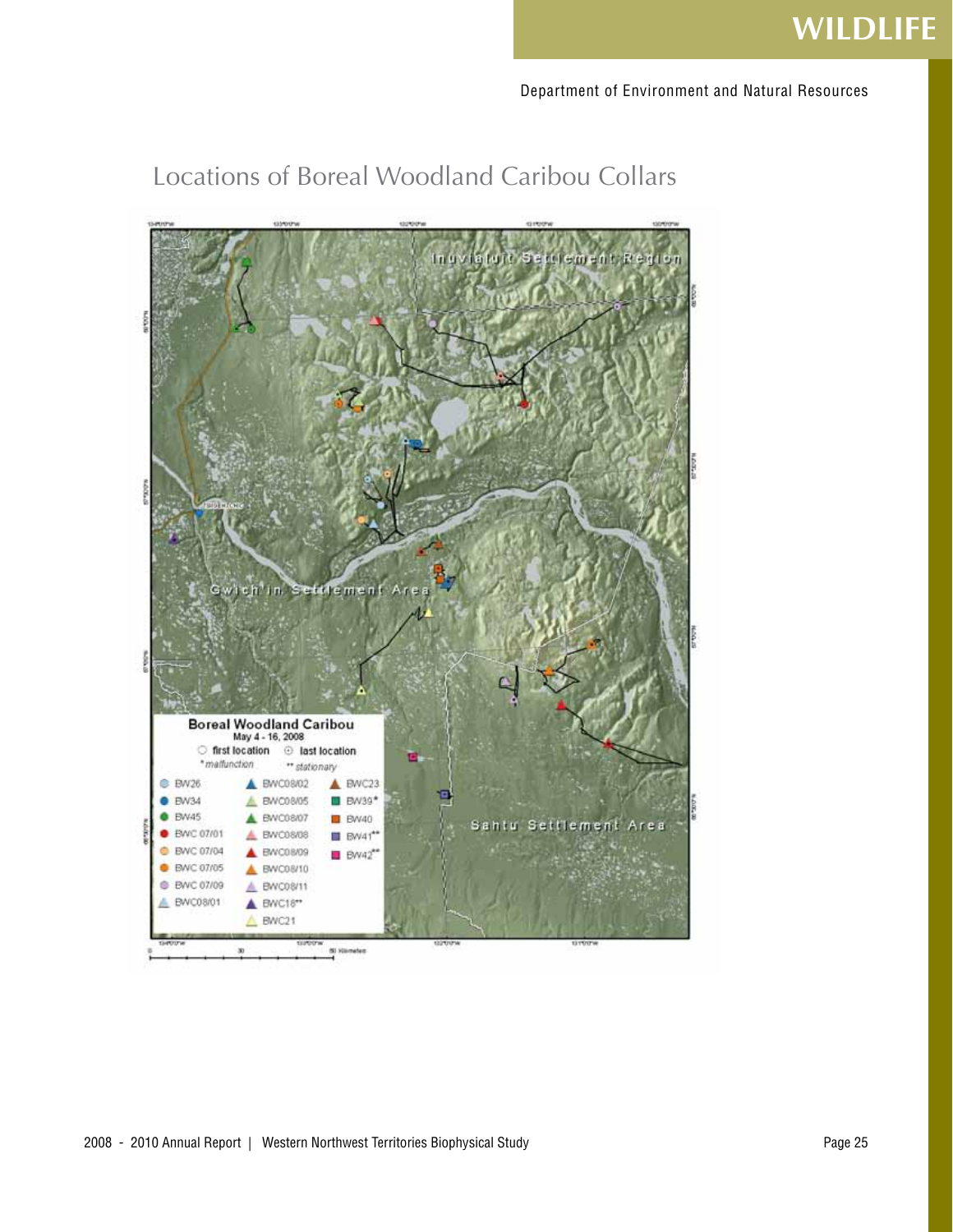## Locations of Boreal Woodland Caribou Collars

**Boreal Woodland Caribou**
May 4 - 16, 2008

○ first location ⊙ last location
* malfunction ** stationary

| | | |
|---|---|---|
| BW26 | BWC08/02 | BWC23 |
| BW34 | BWC08/05 | BW39* |
| BW45 | BWC08/07 | BW40 |
| BWC 07/01 | BWC08/08 | BW41** |
| BWC 07/04 | BWC08/09 | BW42** |
| BWC 07/05 | BWC08/10 | |
| BWC 07/09 | BWC08/11 | |
| BWC08/01 | BWC18** | |
| | BWC21 | |

Inuvialuit Settlement Region

Gwich'in Settlement Area

Sahtu Settlement Area

0 30 60 Kilometers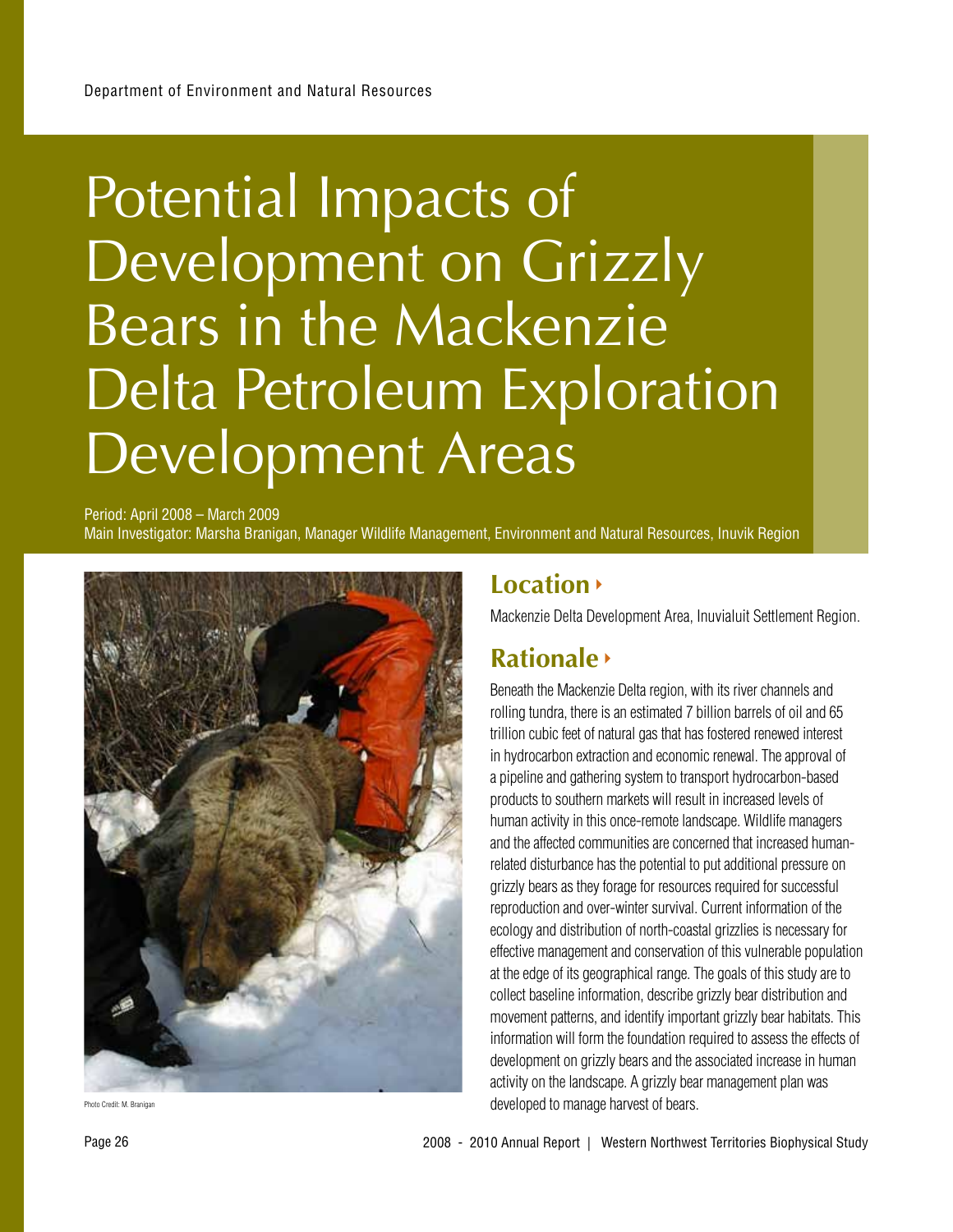# Potential Impacts of Development on Grizzly Bears in the Mackenzie Delta Petroleum Exploration Development Areas

Period: April 2008 – March 2009

Main Investigator: Marsha Branigan, Manager Wildlife Management, Environment and Natural Resources, Inuvik Region

Photo Credit: M. Branigan

## Location

Mackenzie Delta Development Area, Inuvialuit Settlement Region.

## Rationale

Beneath the Mackenzie Delta region, with its river channels and rolling tundra, there is an estimated 7 billion barrels of oil and 65 trillion cubic feet of natural gas that has fostered renewed interest in hydrocarbon extraction and economic renewal. The approval of a pipeline and gathering system to transport hydrocarbon-based products to southern markets will result in increased levels of human activity in this once-remote landscape. Wildlife managers and the affected communities are concerned that increased human-related disturbance has the potential to put additional pressure on grizzly bears as they forage for resources required for successful reproduction and over-winter survival. Current information of the ecology and distribution of north-coastal grizzlies is necessary for effective management and conservation of this vulnerable population at the edge of its geographical range. The goals of this study are to collect baseline information, describe grizzly bear distribution and movement patterns, and identify important grizzly bear habitats. This information will form the foundation required to assess the effects of development on grizzly bears and the associated increase in human activity on the landscape. A grizzly bear management plan was developed to manage harvest of bears.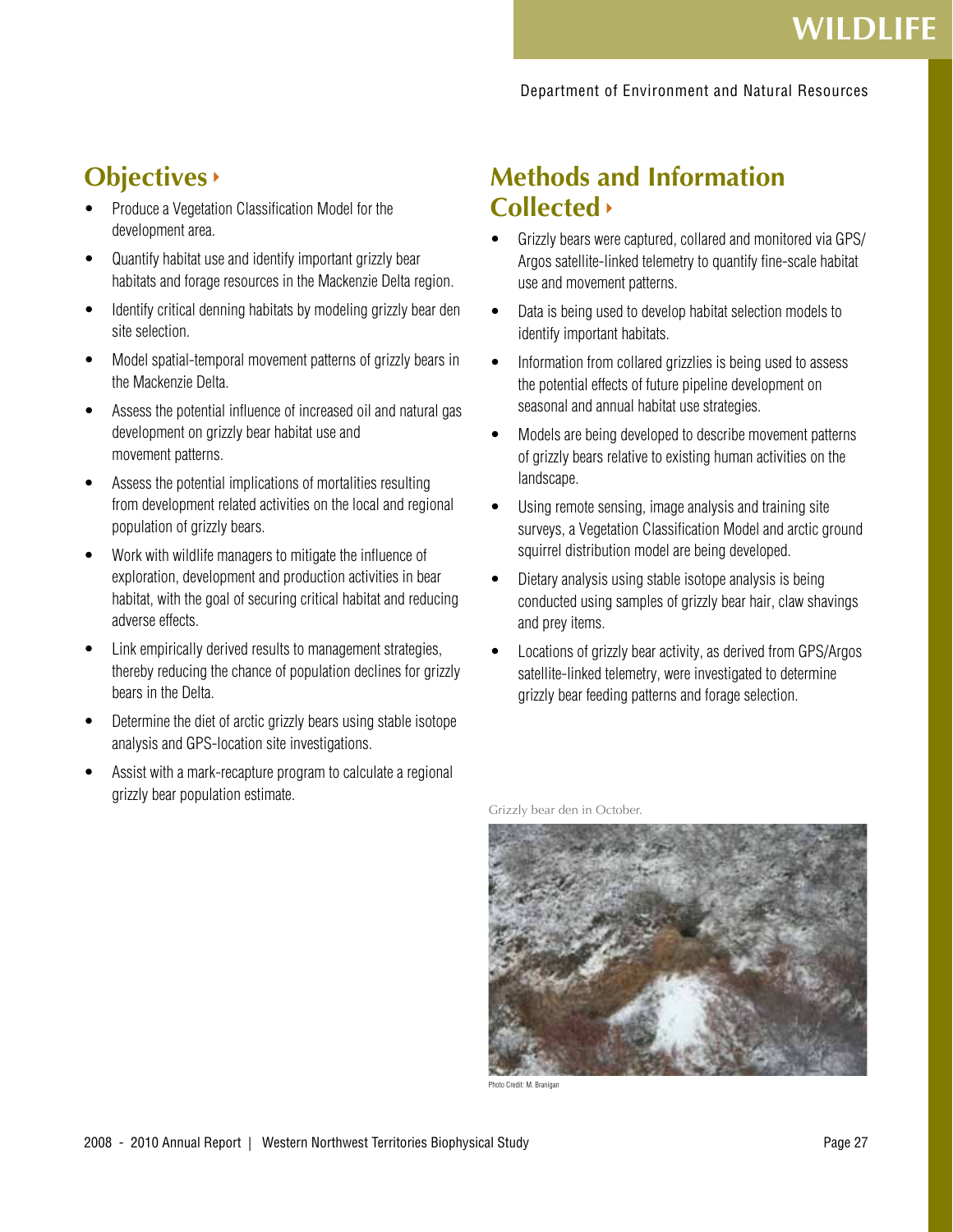## Objectives

- Produce a Vegetation Classification Model for the development area.
- Quantify habitat use and identify important grizzly bear habitats and forage resources in the Mackenzie Delta region.
- Identify critical denning habitats by modeling grizzly bear den site selection.
- Model spatial-temporal movement patterns of grizzly bears in the Mackenzie Delta.
- Assess the potential influence of increased oil and natural gas development on grizzly bear habitat use and movement patterns.
- Assess the potential implications of mortalities resulting from development related activities on the local and regional population of grizzly bears.
- Work with wildlife managers to mitigate the influence of exploration, development and production activities in bear habitat, with the goal of securing critical habitat and reducing adverse effects.
- Link empirically derived results to management strategies, thereby reducing the chance of population declines for grizzly bears in the Delta.
- Determine the diet of arctic grizzly bears using stable isotope analysis and GPS-location site investigations.
- Assist with a mark-recapture program to calculate a regional grizzly bear population estimate.

## Methods and Information Collected

- Grizzly bears were captured, collared and monitored via GPS/Argos satellite-linked telemetry to quantify fine-scale habitat use and movement patterns.
- Data is being used to develop habitat selection models to identify important habitats.
- Information from collared grizzlies is being used to assess the potential effects of future pipeline development on seasonal and annual habitat use strategies.
- Models are being developed to describe movement patterns of grizzly bears relative to existing human activities on the landscape.
- Using remote sensing, image analysis and training site surveys, a Vegetation Classification Model and arctic ground squirrel distribution model are being developed.
- Dietary analysis using stable isotope analysis is being conducted using samples of grizzly bear hair, claw shavings and prey items.
- Locations of grizzly bear activity, as derived from GPS/Argos satellite-linked telemetry, were investigated to determine grizzly bear feeding patterns and forage selection.

Grizzly bear den in October.

Photo Credit: M. Branigan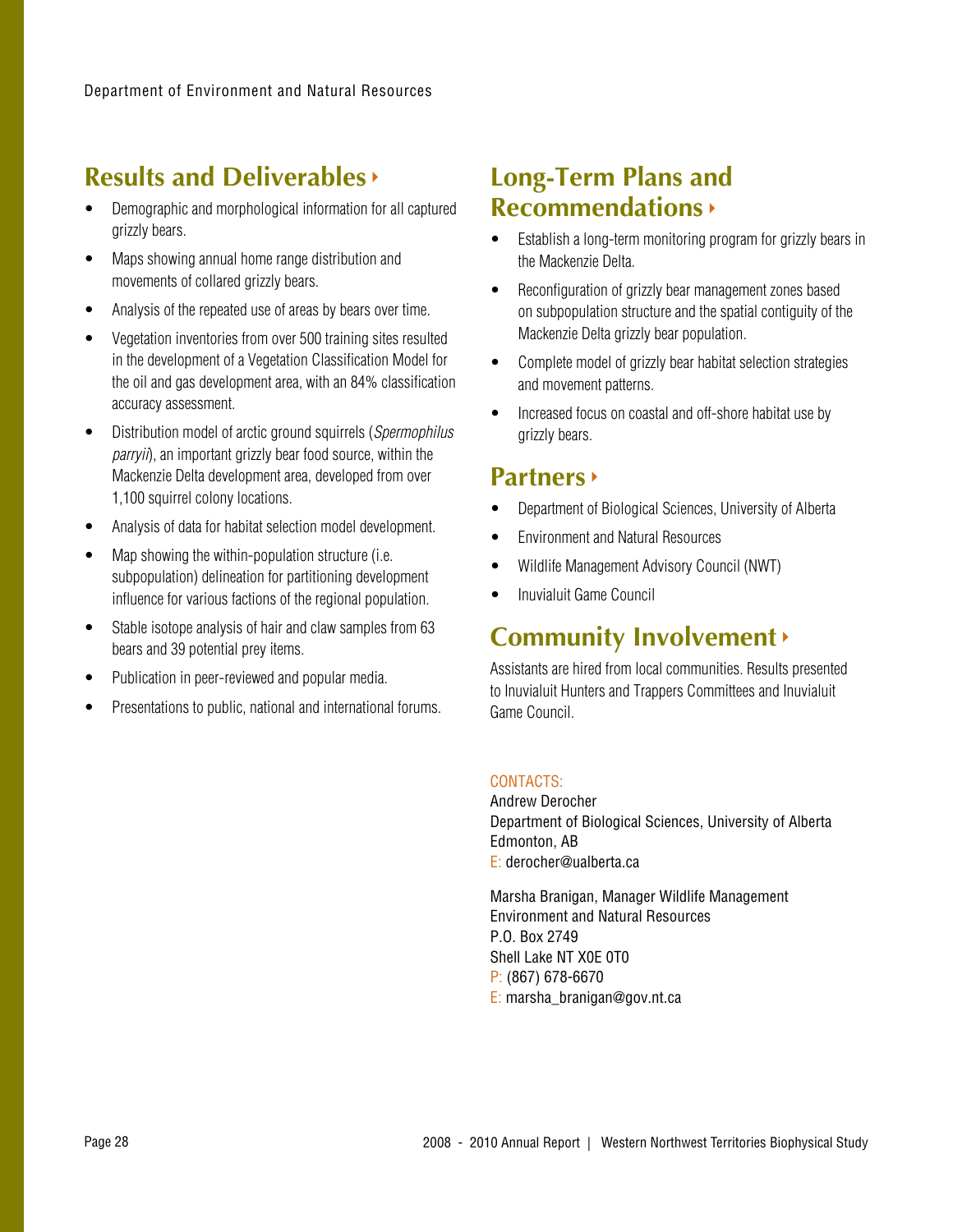## Results and Deliverables

- Demographic and morphological information for all captured grizzly bears.
- Maps showing annual home range distribution and movements of collared grizzly bears.
- Analysis of the repeated use of areas by bears over time.
- Vegetation inventories from over 500 training sites resulted in the development of a Vegetation Classification Model for the oil and gas development area, with an 84% classification accuracy assessment.
- Distribution model of arctic ground squirrels (*Spermophilus parryii*), an important grizzly bear food source, within the Mackenzie Delta development area, developed from over 1,100 squirrel colony locations.
- Analysis of data for habitat selection model development.
- Map showing the within-population structure (i.e. subpopulation) delineation for partitioning development influence for various factions of the regional population.
- Stable isotope analysis of hair and claw samples from 63 bears and 39 potential prey items.
- Publication in peer-reviewed and popular media.
- Presentations to public, national and international forums.

## Long-Term Plans and Recommendations

- Establish a long-term monitoring program for grizzly bears in the Mackenzie Delta.
- Reconfiguration of grizzly bear management zones based on subpopulation structure and the spatial contiguity of the Mackenzie Delta grizzly bear population.
- Complete model of grizzly bear habitat selection strategies and movement patterns.
- Increased focus on coastal and off-shore habitat use by grizzly bears.

## Partners

- Department of Biological Sciences, University of Alberta
- Environment and Natural Resources
- Wildlife Management Advisory Council (NWT)
- Inuvialuit Game Council

## Community Involvement

Assistants are hired from local communities. Results presented to Inuvialuit Hunters and Trappers Committees and Inuvialuit Game Council.

CONTACTS:

Andrew Derocher
Department of Biological Sciences, University of Alberta
Edmonton, AB
E: derocher@ualberta.ca

Marsha Branigan, Manager Wildlife Management
Environment and Natural Resources
P.O. Box 2749
Shell Lake NT X0E 0T0
P: (867) 678-6670
E: marsha_branigan@gov.nt.ca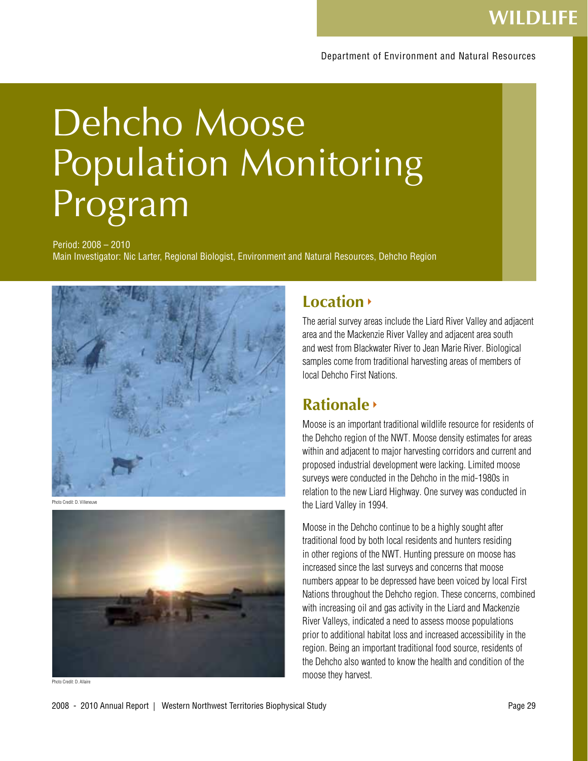WILDLIFE

Department of Environment and Natural Resources

# Dehcho Moose Population Monitoring Program

Period: 2008 – 2010
Main Investigator: Nic Larter, Regional Biologist, Environment and Natural Resources, Dehcho Region

Photo Credit: D. Villeneuve

Photo Credit: D. Allaire

## Location

The aerial survey areas include the Liard River Valley and adjacent area and the Mackenzie River Valley and adjacent area south and west from Blackwater River to Jean Marie River. Biological samples come from traditional harvesting areas of members of local Dehcho First Nations.

## Rationale

Moose is an important traditional wildlife resource for residents of the Dehcho region of the NWT. Moose density estimates for areas within and adjacent to major harvesting corridors and current and proposed industrial development were lacking. Limited moose surveys were conducted in the Dehcho in the mid-1980s in relation to the new Liard Highway. One survey was conducted in the Liard Valley in 1994.

Moose in the Dehcho continue to be a highly sought after traditional food by both local residents and hunters residing in other regions of the NWT. Hunting pressure on moose has increased since the last surveys and concerns that moose numbers appear to be depressed have been voiced by local First Nations throughout the Dehcho region. These concerns, combined with increasing oil and gas activity in the Liard and Mackenzie River Valleys, indicated a need to assess moose populations prior to additional habitat loss and increased accessibility in the region. Being an important traditional food source, residents of the Dehcho also wanted to know the health and condition of the moose they harvest.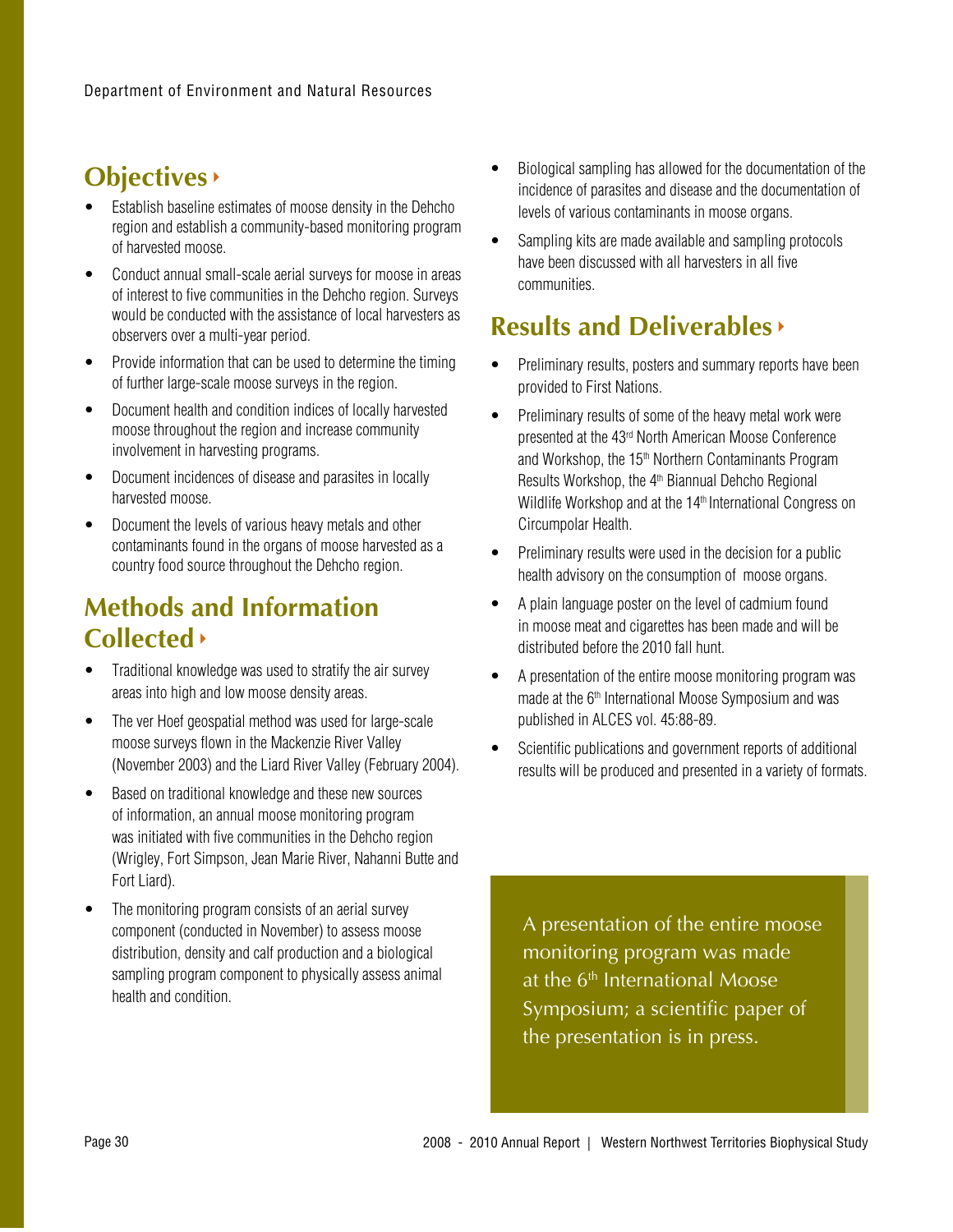## Objectives

- Establish baseline estimates of moose density in the Dehcho region and establish a community-based monitoring program of harvested moose.
- Conduct annual small-scale aerial surveys for moose in areas of interest to five communities in the Dehcho region. Surveys would be conducted with the assistance of local harvesters as observers over a multi-year period.
- Provide information that can be used to determine the timing of further large-scale moose surveys in the region.
- Document health and condition indices of locally harvested moose throughout the region and increase community involvement in harvesting programs.
- Document incidences of disease and parasites in locally harvested moose.
- Document the levels of various heavy metals and other contaminants found in the organs of moose harvested as a country food source throughout the Dehcho region.

## Methods and Information Collected

- Traditional knowledge was used to stratify the air survey areas into high and low moose density areas.
- The ver Hoef geospatial method was used for large-scale moose surveys flown in the Mackenzie River Valley (November 2003) and the Liard River Valley (February 2004).
- Based on traditional knowledge and these new sources of information, an annual moose monitoring program was initiated with five communities in the Dehcho region (Wrigley, Fort Simpson, Jean Marie River, Nahanni Butte and Fort Liard).
- The monitoring program consists of an aerial survey component (conducted in November) to assess moose distribution, density and calf production and a biological sampling program component to physically assess animal health and condition.
- Biological sampling has allowed for the documentation of the incidence of parasites and disease and the documentation of levels of various contaminants in moose organs.
- Sampling kits are made available and sampling protocols have been discussed with all harvesters in all five communities.

## Results and Deliverables

- Preliminary results, posters and summary reports have been provided to First Nations.
- Preliminary results of some of the heavy metal work were presented at the 43rd North American Moose Conference and Workshop, the 15th Northern Contaminants Program Results Workshop, the 4th Biannual Dehcho Regional Wildlife Workshop and at the 14th International Congress on Circumpolar Health.
- Preliminary results were used in the decision for a public health advisory on the consumption of moose organs.
- A plain language poster on the level of cadmium found in moose meat and cigarettes has been made and will be distributed before the 2010 fall hunt.
- A presentation of the entire moose monitoring program was made at the 6th International Moose Symposium and was published in ALCES vol. 45:88-89.
- Scientific publications and government reports of additional results will be produced and presented in a variety of formats.

A presentation of the entire moose monitoring program was made at the 6th International Moose Symposium; a scientific paper of the presentation is in press.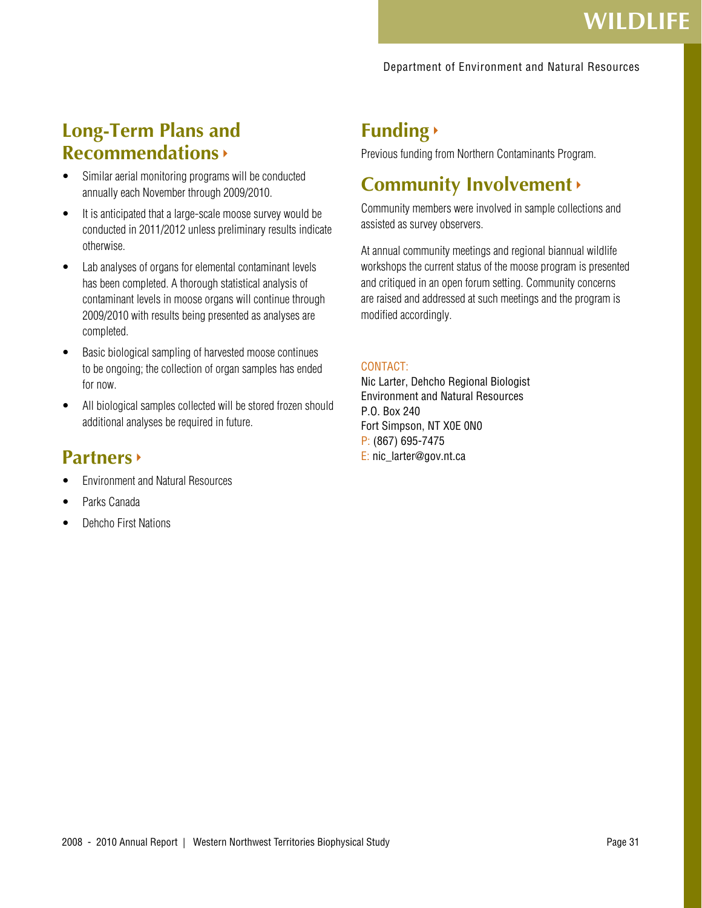## Long-Term Plans and Recommendations

- Similar aerial monitoring programs will be conducted annually each November through 2009/2010.
- It is anticipated that a large-scale moose survey would be conducted in 2011/2012 unless preliminary results indicate otherwise.
- Lab analyses of organs for elemental contaminant levels has been completed. A thorough statistical analysis of contaminant levels in moose organs will continue through 2009/2010 with results being presented as analyses are completed.
- Basic biological sampling of harvested moose continues to be ongoing; the collection of organ samples has ended for now.
- All biological samples collected will be stored frozen should additional analyses be required in future.

## Partners

- Environment and Natural Resources
- Parks Canada
- Dehcho First Nations

## Funding

Previous funding from Northern Contaminants Program.

## Community Involvement

Community members were involved in sample collections and assisted as survey observers.

At annual community meetings and regional biannual wildlife workshops the current status of the moose program is presented and critiqued in an open forum setting. Community concerns are raised and addressed at such meetings and the program is modified accordingly.

CONTACT:
Nic Larter, Dehcho Regional Biologist
Environment and Natural Resources
P.O. Box 240
Fort Simpson, NT X0E 0N0
P: (867) 695-7475
E: nic_larter@gov.nt.ca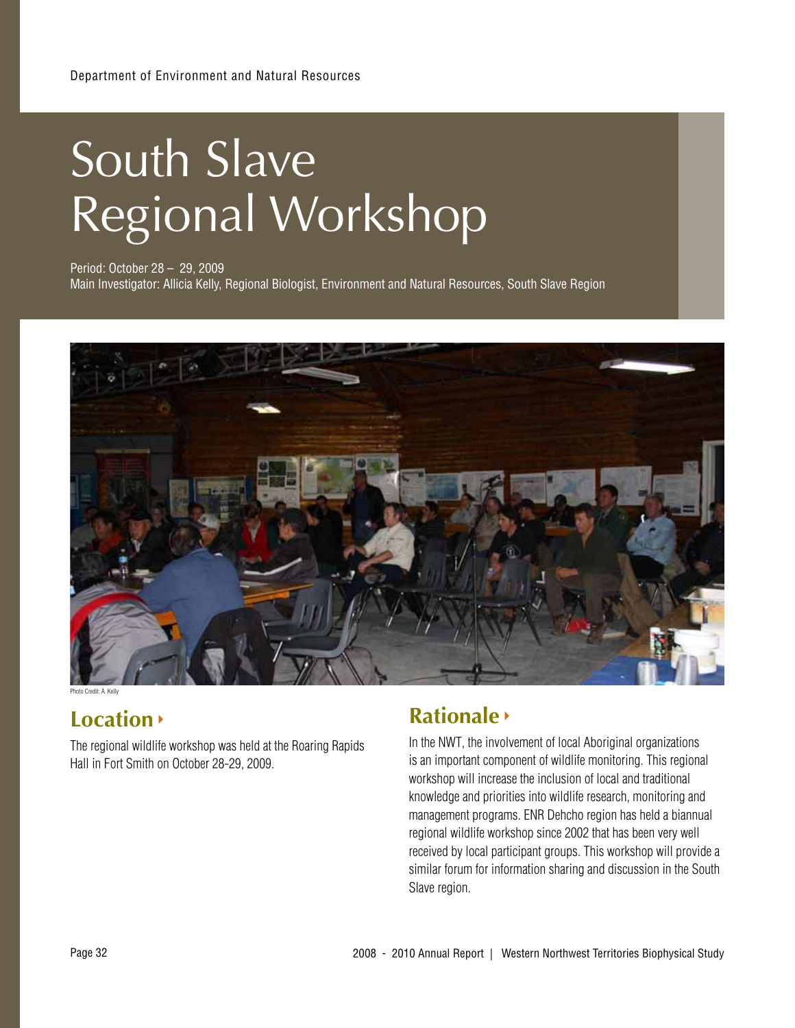# South Slave Regional Workshop

Period: October 28 – 29, 2009
Main Investigator: Allicia Kelly, Regional Biologist, Environment and Natural Resources, South Slave Region

Photo Credit: A. Kelly

## Location

The regional wildlife workshop was held at the Roaring Rapids Hall in Fort Smith on October 28-29, 2009.

## Rationale

In the NWT, the involvement of local Aboriginal organizations is an important component of wildlife monitoring. This regional workshop will increase the inclusion of local and traditional knowledge and priorities into wildlife research, monitoring and management programs. ENR Dehcho region has held a biannual regional wildlife workshop since 2002 that has been very well received by local participant groups. This workshop will provide a similar forum for information sharing and discussion in the South Slave region.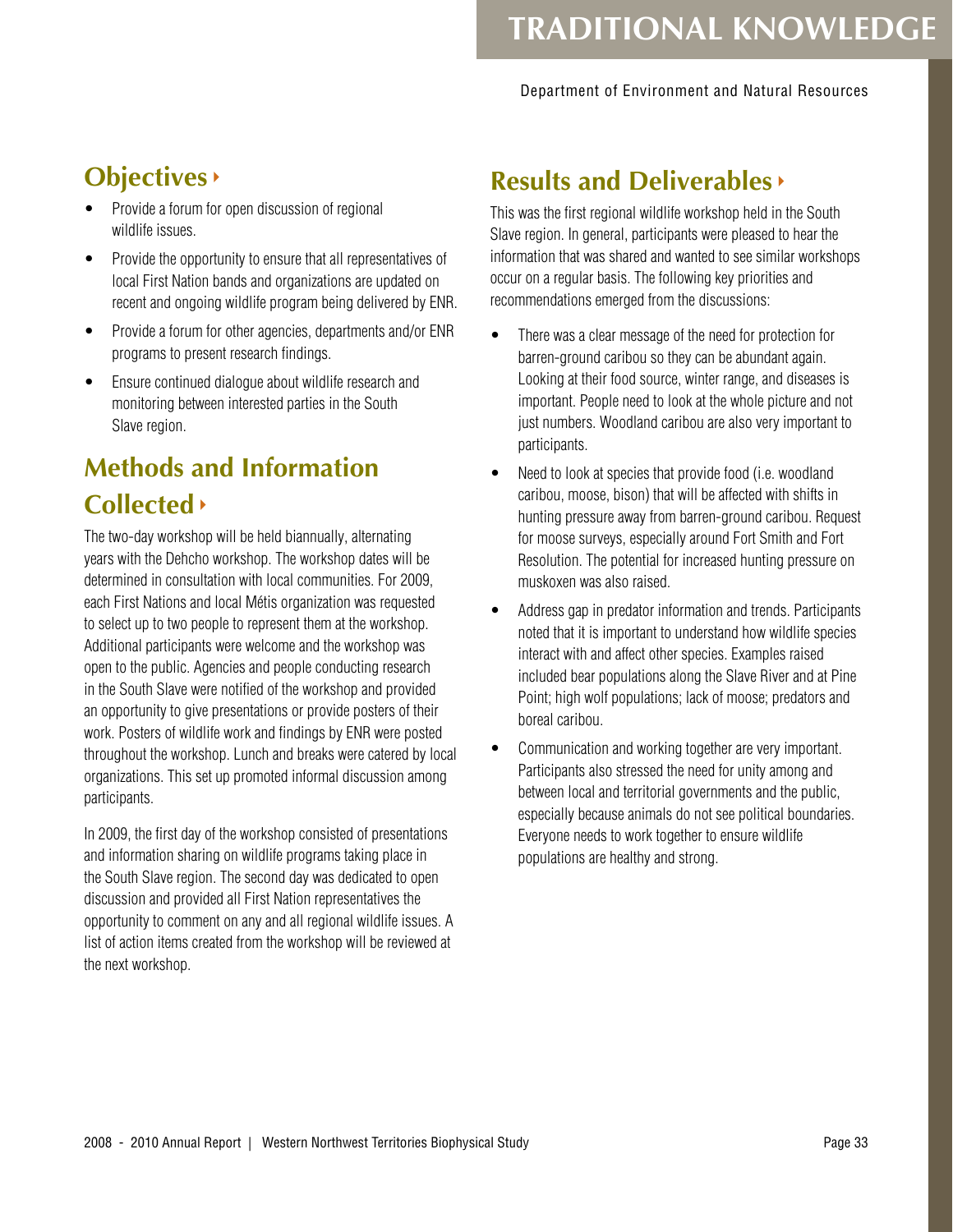## Objectives

- Provide a forum for open discussion of regional wildlife issues.
- Provide the opportunity to ensure that all representatives of local First Nation bands and organizations are updated on recent and ongoing wildlife program being delivered by ENR.
- Provide a forum for other agencies, departments and/or ENR programs to present research findings.
- Ensure continued dialogue about wildlife research and monitoring between interested parties in the South Slave region.

## Methods and Information Collected

The two-day workshop will be held biannually, alternating years with the Dehcho workshop. The workshop dates will be determined in consultation with local communities. For 2009, each First Nations and local Métis organization was requested to select up to two people to represent them at the workshop. Additional participants were welcome and the workshop was open to the public. Agencies and people conducting research in the South Slave were notified of the workshop and provided an opportunity to give presentations or provide posters of their work. Posters of wildlife work and findings by ENR were posted throughout the workshop. Lunch and breaks were catered by local organizations. This set up promoted informal discussion among participants.

In 2009, the first day of the workshop consisted of presentations and information sharing on wildlife programs taking place in the South Slave region. The second day was dedicated to open discussion and provided all First Nation representatives the opportunity to comment on any and all regional wildlife issues. A list of action items created from the workshop will be reviewed at the next workshop.

## Results and Deliverables

This was the first regional wildlife workshop held in the South Slave region. In general, participants were pleased to hear the information that was shared and wanted to see similar workshops occur on a regular basis. The following key priorities and recommendations emerged from the discussions:

- There was a clear message of the need for protection for barren-ground caribou so they can be abundant again. Looking at their food source, winter range, and diseases is important. People need to look at the whole picture and not just numbers. Woodland caribou are also very important to participants.
- Need to look at species that provide food (i.e. woodland caribou, moose, bison) that will be affected with shifts in hunting pressure away from barren-ground caribou. Request for moose surveys, especially around Fort Smith and Fort Resolution. The potential for increased hunting pressure on muskoxen was also raised.
- Address gap in predator information and trends. Participants noted that it is important to understand how wildlife species interact with and affect other species. Examples raised included bear populations along the Slave River and at Pine Point; high wolf populations; lack of moose; predators and boreal caribou.
- Communication and working together are very important. Participants also stressed the need for unity among and between local and territorial governments and the public, especially because animals do not see political boundaries. Everyone needs to work together to ensure wildlife populations are healthy and strong.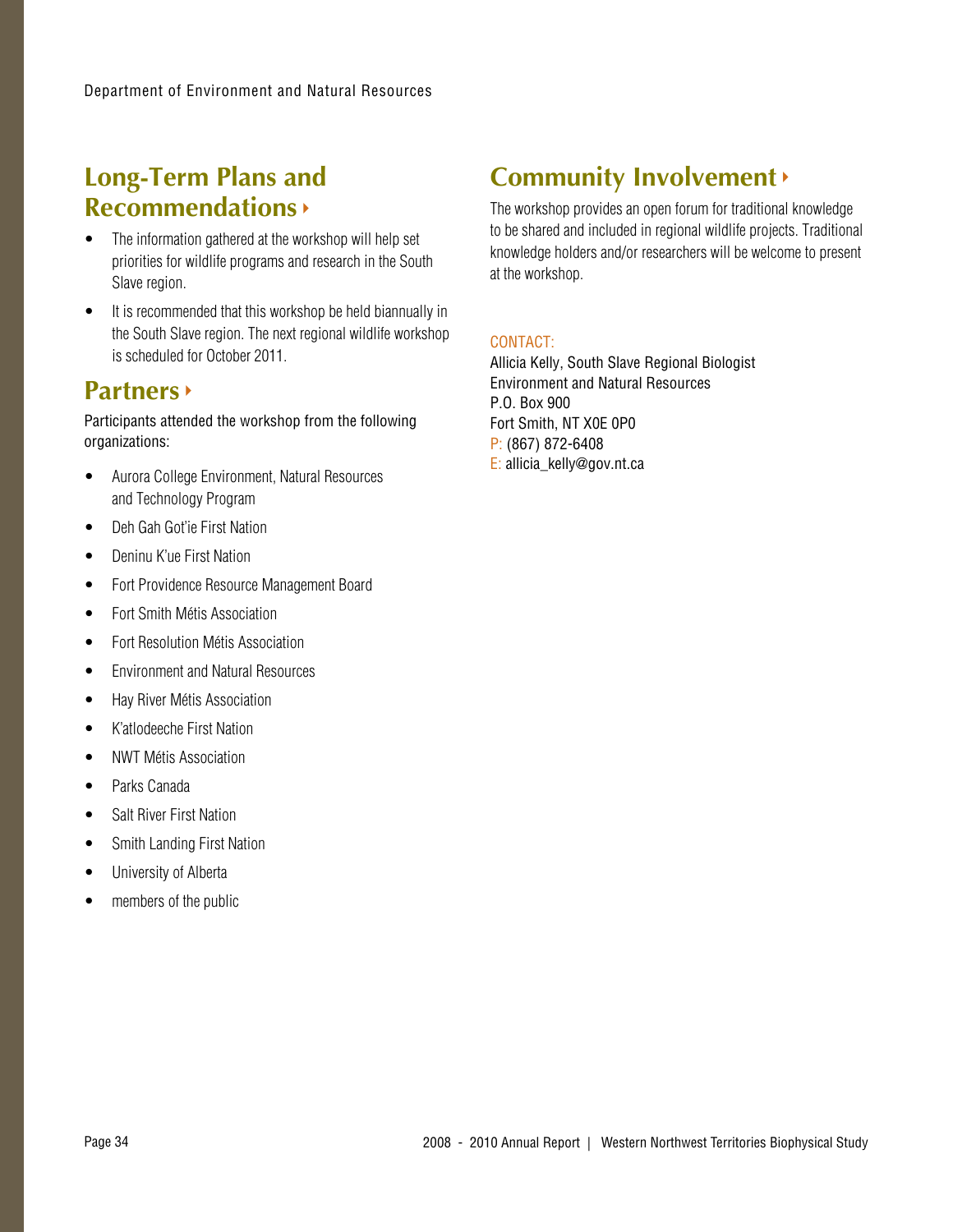## Long-Term Plans and Recommendations

- The information gathered at the workshop will help set priorities for wildlife programs and research in the South Slave region.
- It is recommended that this workshop be held biannually in the South Slave region. The next regional wildlife workshop is scheduled for October 2011.

## Partners

Participants attended the workshop from the following organizations:

- Aurora College Environment, Natural Resources and Technology Program
- Deh Gah Got'ie First Nation
- Deninu K'ue First Nation
- Fort Providence Resource Management Board
- Fort Smith Métis Association
- Fort Resolution Métis Association
- Environment and Natural Resources
- Hay River Métis Association
- K'atlodeeche First Nation
- NWT Métis Association
- Parks Canada
- Salt River First Nation
- Smith Landing First Nation
- University of Alberta
- members of the public

## Community Involvement

The workshop provides an open forum for traditional knowledge to be shared and included in regional wildlife projects. Traditional knowledge holders and/or researchers will be welcome to present at the workshop.

CONTACT:
Allicia Kelly, South Slave Regional Biologist
Environment and Natural Resources
P.O. Box 900
Fort Smith, NT X0E 0P0
P: (867) 872-6408
E: allicia_kelly@gov.nt.ca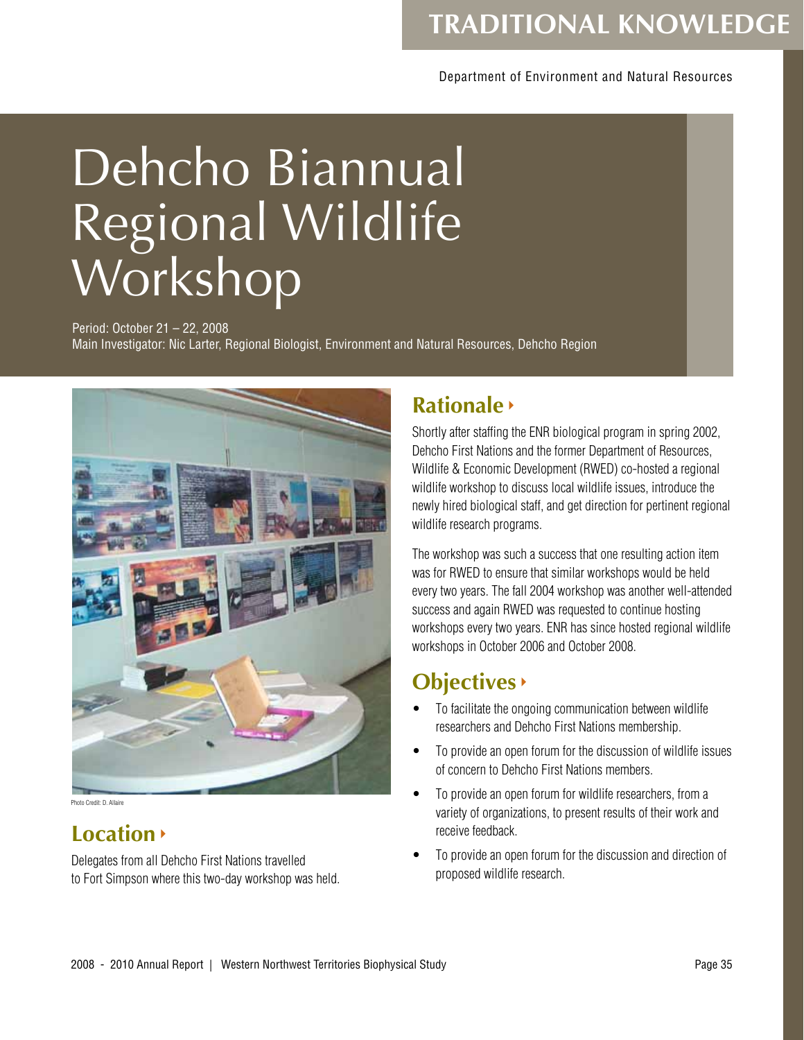# Dehcho Biannual Regional Wildlife Workshop

Period: October 21 – 22, 2008
Main Investigator: Nic Larter, Regional Biologist, Environment and Natural Resources, Dehcho Region

Photo Credit: D. Allaire

## Location

Delegates from all Dehcho First Nations travelled to Fort Simpson where this two-day workshop was held.

## Rationale

Shortly after staffing the ENR biological program in spring 2002, Dehcho First Nations and the former Department of Resources, Wildlife & Economic Development (RWED) co-hosted a regional wildlife workshop to discuss local wildlife issues, introduce the newly hired biological staff, and get direction for pertinent regional wildlife research programs.

The workshop was such a success that one resulting action item was for RWED to ensure that similar workshops would be held every two years. The fall 2004 workshop was another well-attended success and again RWED was requested to continue hosting workshops every two years. ENR has since hosted regional wildlife workshops in October 2006 and October 2008.

## Objectives

- To facilitate the ongoing communication between wildlife researchers and Dehcho First Nations membership.
- To provide an open forum for the discussion of wildlife issues of concern to Dehcho First Nations members.
- To provide an open forum for wildlife researchers, from a variety of organizations, to present results of their work and receive feedback.
- To provide an open forum for the discussion and direction of proposed wildlife research.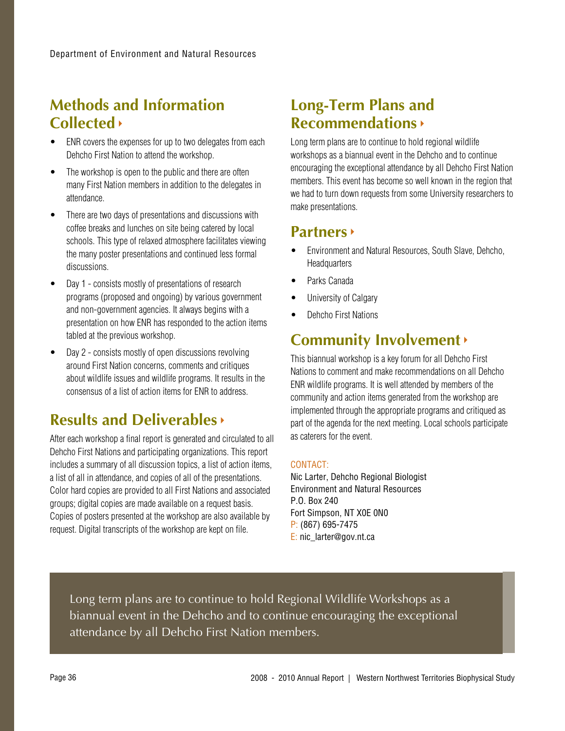## Methods and Information Collected

- ENR covers the expenses for up to two delegates from each Dehcho First Nation to attend the workshop.
- The workshop is open to the public and there are often many First Nation members in addition to the delegates in attendance.
- There are two days of presentations and discussions with coffee breaks and lunches on site being catered by local schools. This type of relaxed atmosphere facilitates viewing the many poster presentations and continued less formal discussions.
- Day 1 - consists mostly of presentations of research programs (proposed and ongoing) by various government and non-government agencies. It always begins with a presentation on how ENR has responded to the action items tabled at the previous workshop.
- Day 2 - consists mostly of open discussions revolving around First Nation concerns, comments and critiques about wildlife issues and wildlife programs. It results in the consensus of a list of action items for ENR to address.

## Results and Deliverables

After each workshop a final report is generated and circulated to all Dehcho First Nations and participating organizations. This report includes a summary of all discussion topics, a list of action items, a list of all in attendance, and copies of all of the presentations. Color hard copies are provided to all First Nations and associated groups; digital copies are made available on a request basis. Copies of posters presented at the workshop are also available by request. Digital transcripts of the workshop are kept on file.

## Long-Term Plans and Recommendations

Long term plans are to continue to hold regional wildlife workshops as a biannual event in the Dehcho and to continue encouraging the exceptional attendance by all Dehcho First Nation members. This event has become so well known in the region that we had to turn down requests from some University researchers to make presentations.

## Partners

- Environment and Natural Resources, South Slave, Dehcho, Headquarters
- Parks Canada
- University of Calgary
- Dehcho First Nations

## Community Involvement

This biannual workshop is a key forum for all Dehcho First Nations to comment and make recommendations on all Dehcho ENR wildlife programs. It is well attended by members of the community and action items generated from the workshop are implemented through the appropriate programs and critiqued as part of the agenda for the next meeting. Local schools participate as caterers for the event.

CONTACT:
Nic Larter, Dehcho Regional Biologist
Environment and Natural Resources
P.O. Box 240
Fort Simpson, NT X0E 0N0
P: (867) 695-7475
E: nic_larter@gov.nt.ca

Long term plans are to continue to hold Regional Wildlife Workshops as a biannual event in the Dehcho and to continue encouraging the exceptional attendance by all Dehcho First Nation members.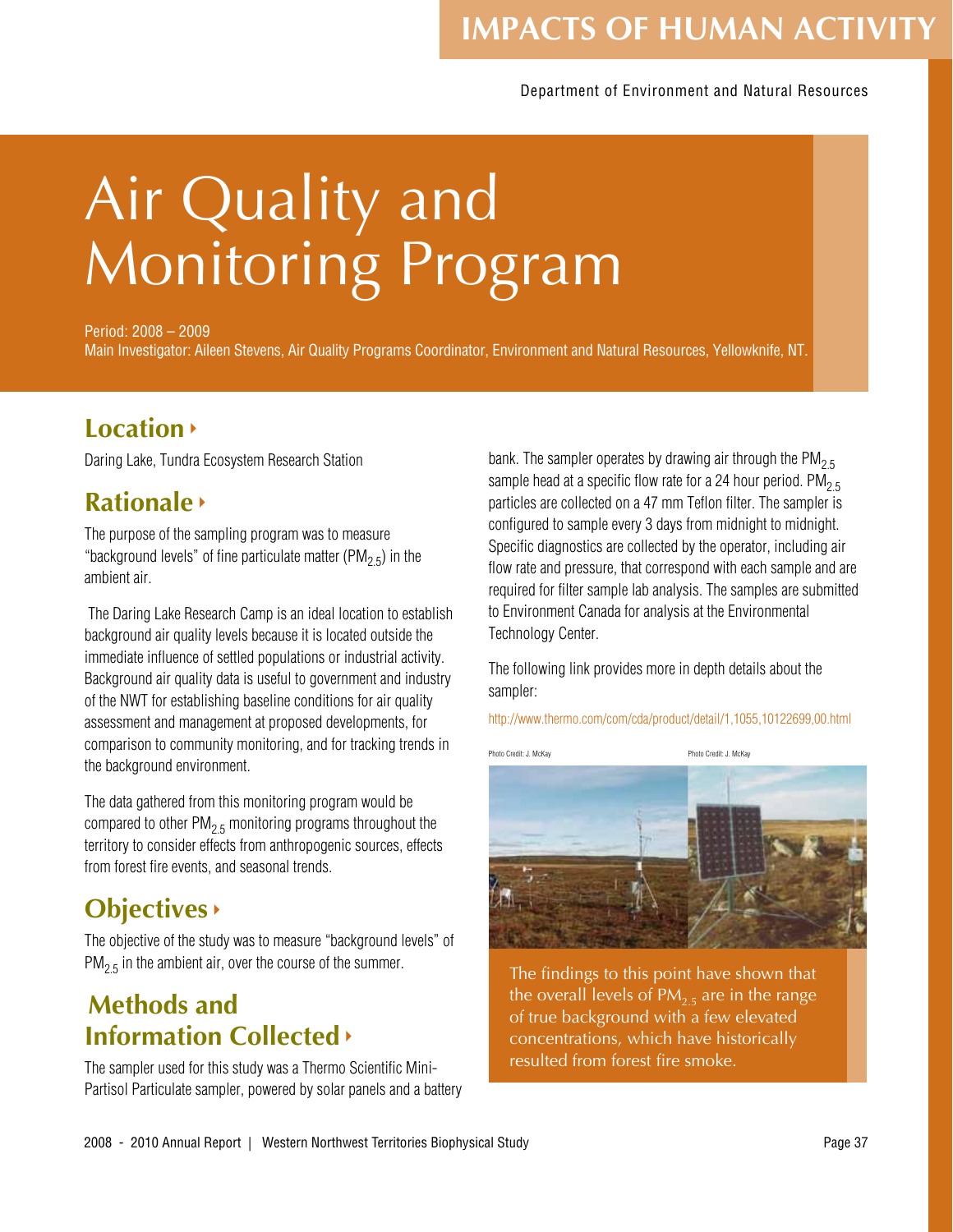IMPACTS OF HUMAN ACTIVITY

Department of Environment and Natural Resources

# Air Quality and Monitoring Program

Period: 2008 – 2009
Main Investigator: Aileen Stevens, Air Quality Programs Coordinator, Environment and Natural Resources, Yellowknife, NT.

## Location

Daring Lake, Tundra Ecosystem Research Station

## Rationale

The purpose of the sampling program was to measure "background levels" of fine particulate matter ($PM_{2.5}$) in the ambient air.

The Daring Lake Research Camp is an ideal location to establish background air quality levels because it is located outside the immediate influence of settled populations or industrial activity. Background air quality data is useful to government and industry of the NWT for establishing baseline conditions for air quality assessment and management at proposed developments, for comparison to community monitoring, and for tracking trends in the background environment.

The data gathered from this monitoring program would be compared to other $PM_{2.5}$ monitoring programs throughout the territory to consider effects from anthropogenic sources, effects from forest fire events, and seasonal trends.

## Objectives

The objective of the study was to measure "background levels" of $PM_{2.5}$ in the ambient air, over the course of the summer.

## Methods and Information Collected

The sampler used for this study was a Thermo Scientific Mini-Partisol Particulate sampler, powered by solar panels and a battery bank. The sampler operates by drawing air through the $PM_{2.5}$ sample head at a specific flow rate for a 24 hour period. $PM_{2.5}$ particles are collected on a 47 mm Teflon filter. The sampler is configured to sample every 3 days from midnight to midnight. Specific diagnostics are collected by the operator, including air flow rate and pressure, that correspond with each sample and are required for filter sample lab analysis. The samples are submitted to Environment Canada for analysis at the Environmental Technology Center.

The following link provides more in depth details about the sampler:

http://www.thermo.com/com/cda/product/detail/1,1055,10122699,00.html

Photo Credit: J. McKay

Photo Credit: J. McKay

The findings to this point have shown that the overall levels of $PM_{2.5}$ are in the range of true background with a few elevated concentrations, which have historically resulted from forest fire smoke.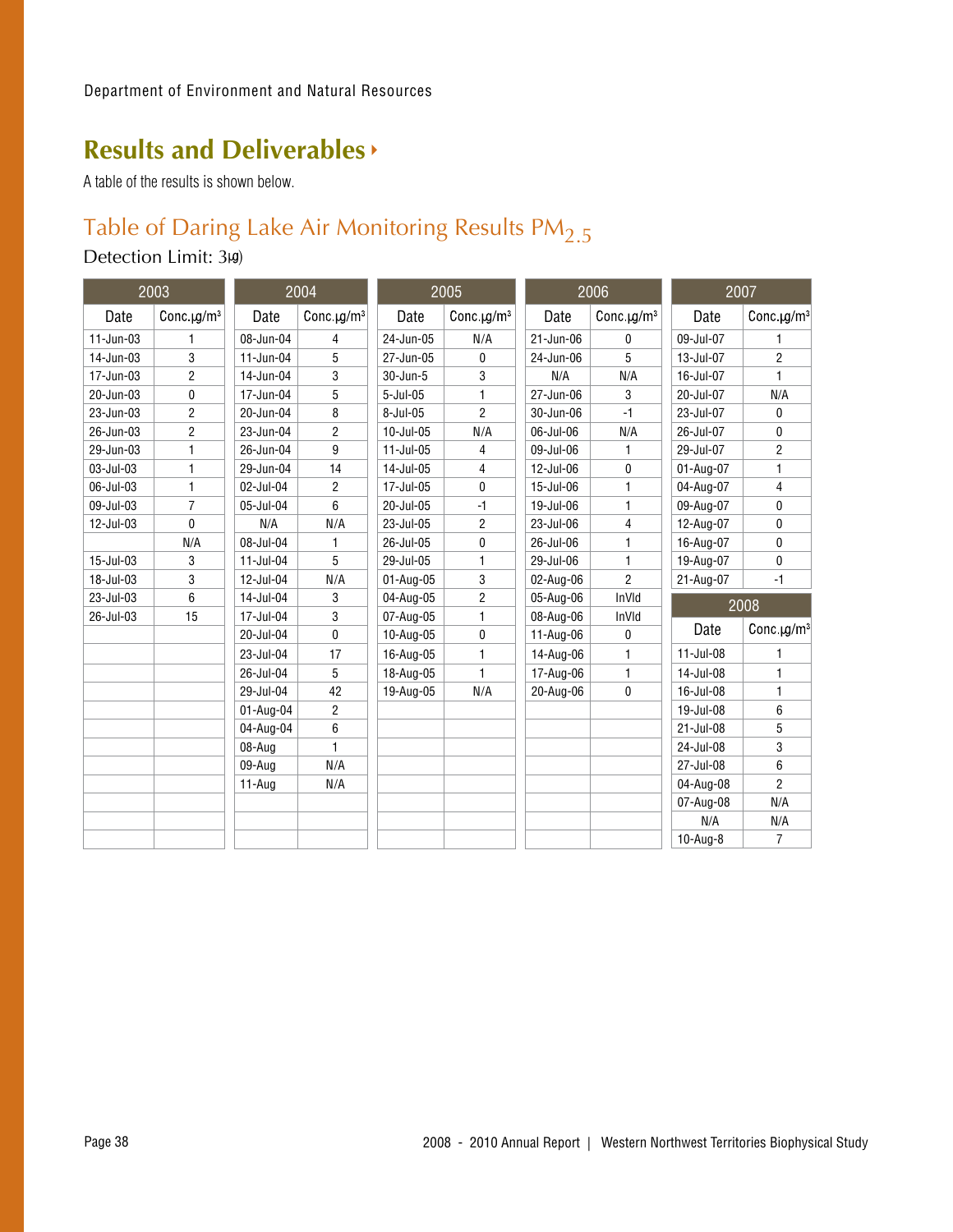## Results and Deliverables

A table of the results is shown below.

### Table of Daring Lake Air Monitoring Results $PM_{2.5}$

Detection Limit: 3µg)

| 2003 | | 2004 | | 2005 | | 2006 | | 2007 | |
|---|---|---|---|---|---|---|---|---|---|
| Date | Conc.µg/m³ | Date | Conc.µg/m³ | Date | Conc.µg/m³ | Date | Conc.µg/m³ | Date | Conc.µg/m³ |
| 11-Jun-03 | 1 | 08-Jun-04 | 4 | 24-Jun-05 | N/A | 21-Jun-06 | 0 | 09-Jul-07 | 1 |
| 14-Jun-03 | 3 | 11-Jun-04 | 5 | 27-Jun-05 | 0 | 24-Jun-06 | 5 | 13-Jul-07 | 2 |
| 17-Jun-03 | 2 | 14-Jun-04 | 3 | 30-Jun-5 | 3 | N/A | N/A | 16-Jul-07 | 1 |
| 20-Jun-03 | 0 | 17-Jun-04 | 5 | 5-Jul-05 | 1 | 27-Jun-06 | 3 | 20-Jul-07 | N/A |
| 23-Jun-03 | 2 | 20-Jun-04 | 8 | 8-Jul-05 | 2 | 30-Jun-06 | -1 | 23-Jul-07 | 0 |
| 26-Jun-03 | 2 | 23-Jun-04 | 2 | 10-Jul-05 | N/A | 06-Jul-06 | N/A | 26-Jul-07 | 0 |
| 29-Jun-03 | 1 | 26-Jun-04 | 9 | 11-Jul-05 | 4 | 09-Jul-06 | 1 | 29-Jul-07 | 2 |
| 03-Jul-03 | 1 | 29-Jun-04 | 14 | 14-Jul-05 | 4 | 12-Jul-06 | 0 | 01-Aug-07 | 1 |
| 06-Jul-03 | 1 | 02-Jul-04 | 2 | 17-Jul-05 | 0 | 15-Jul-06 | 1 | 04-Aug-07 | 4 |
| 09-Jul-03 | 7 | 05-Jul-04 | 6 | 20-Jul-05 | -1 | 19-Jul-06 | 1 | 09-Aug-07 | 0 |
| 12-Jul-03 | 0 | N/A | N/A | 23-Jul-05 | 2 | 23-Jul-06 | 4 | 12-Aug-07 | 0 |
| | N/A | 08-Jul-04 | 1 | 26-Jul-05 | 0 | 26-Jul-06 | 1 | 16-Aug-07 | 0 |
| 15-Jul-03 | 3 | 11-Jul-04 | 5 | 29-Jul-05 | 1 | 29-Jul-06 | 1 | 19-Aug-07 | 0 |
| 18-Jul-03 | 3 | 12-Jul-04 | N/A | 01-Aug-05 | 3 | 02-Aug-06 | 2 | 21-Aug-07 | -1 |
| 23-Jul-03 | 6 | 14-Jul-04 | 3 | 04-Aug-05 | 2 | 05-Aug-06 | InVld | **2008** | |
| 26-Jul-03 | 15 | 17-Jul-04 | 3 | 07-Aug-05 | 1 | 08-Aug-06 | InVld | Date | Conc.µg/m³ |
| | | 20-Jul-04 | 0 | 10-Aug-05 | 0 | 11-Aug-06 | 0 | 11-Jul-08 | 1 |
| | | 23-Jul-04 | 17 | 16-Aug-05 | 1 | 14-Aug-06 | 1 | 14-Jul-08 | 1 |
| | | 26-Jul-04 | 5 | 18-Aug-05 | 1 | 17-Aug-06 | 1 | 16-Jul-08 | 1 |
| | | 29-Jul-04 | 42 | 19-Aug-05 | N/A | 20-Aug-06 | 0 | 19-Jul-08 | 6 |
| | | 01-Aug-04 | 2 | | | | | 21-Jul-08 | 5 |
| | | 04-Aug-04 | 6 | | | | | 24-Jul-08 | 3 |
| | | 08-Aug | 1 | | | | | 27-Jul-08 | 6 |
| | | 09-Aug | N/A | | | | | 04-Aug-08 | 2 |
| | | 11-Aug | N/A | | | | | 07-Aug-08 | N/A |
| | | | | | | | | N/A | N/A |
| | | | | | | | | 10-Aug-8 | 7 |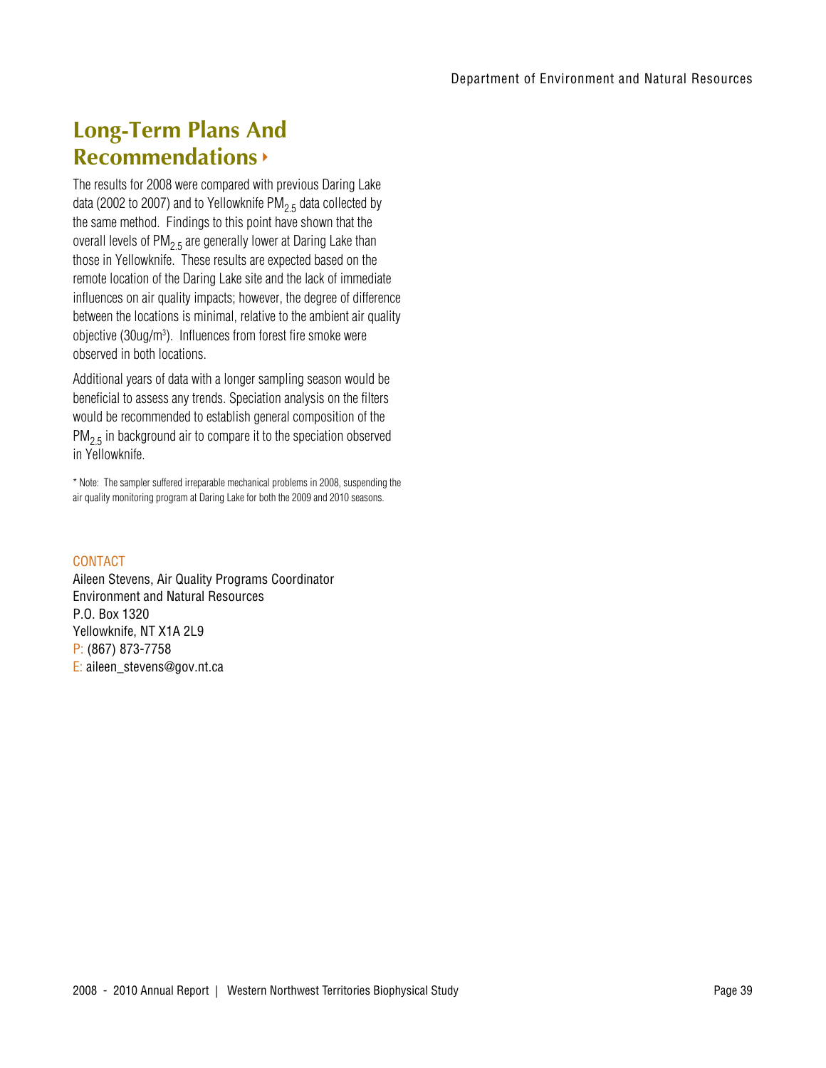## Long-Term Plans And Recommendations

The results for 2008 were compared with previous Daring Lake data (2002 to 2007) and to Yellowknife $PM_{2.5}$ data collected by the same method. Findings to this point have shown that the overall levels of $PM_{2.5}$ are generally lower at Daring Lake than those in Yellowknife. These results are expected based on the remote location of the Daring Lake site and the lack of immediate influences on air quality impacts; however, the degree of difference between the locations is minimal, relative to the ambient air quality objective (30ug/$m^3$). Influences from forest fire smoke were observed in both locations.

Additional years of data with a longer sampling season would be beneficial to assess any trends. Speciation analysis on the filters would be recommended to establish general composition of the $PM_{2.5}$ in background air to compare it to the speciation observed in Yellowknife.

* Note: The sampler suffered irreparable mechanical problems in 2008, suspending the air quality monitoring program at Daring Lake for both the 2009 and 2010 seasons.

CONTACT

Aileen Stevens, Air Quality Programs Coordinator
Environment and Natural Resources
P.O. Box 1320
Yellowknife, NT X1A 2L9
P: (867) 873-7758
E: aileen_stevens@gov.nt.ca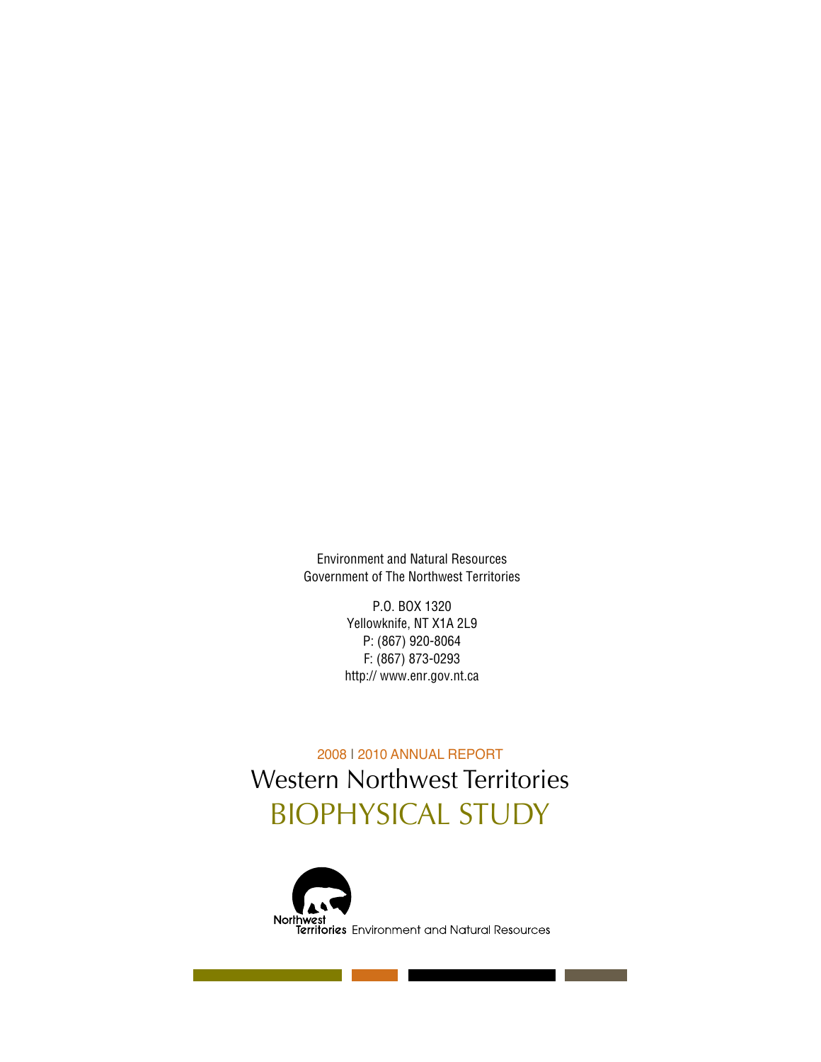Environment and Natural Resources
Government of The Northwest Territories

P.O. BOX 1320
Yellowknife, NT X1A 2L9
P: (867) 920-8064
F: (867) 873-0293
http:// www.enr.gov.nt.ca

2008 | 2010 ANNUAL REPORT

# Western Northwest Territories
# BIOPHYSICAL STUDY

Northwest Territories Environment and Natural Resources